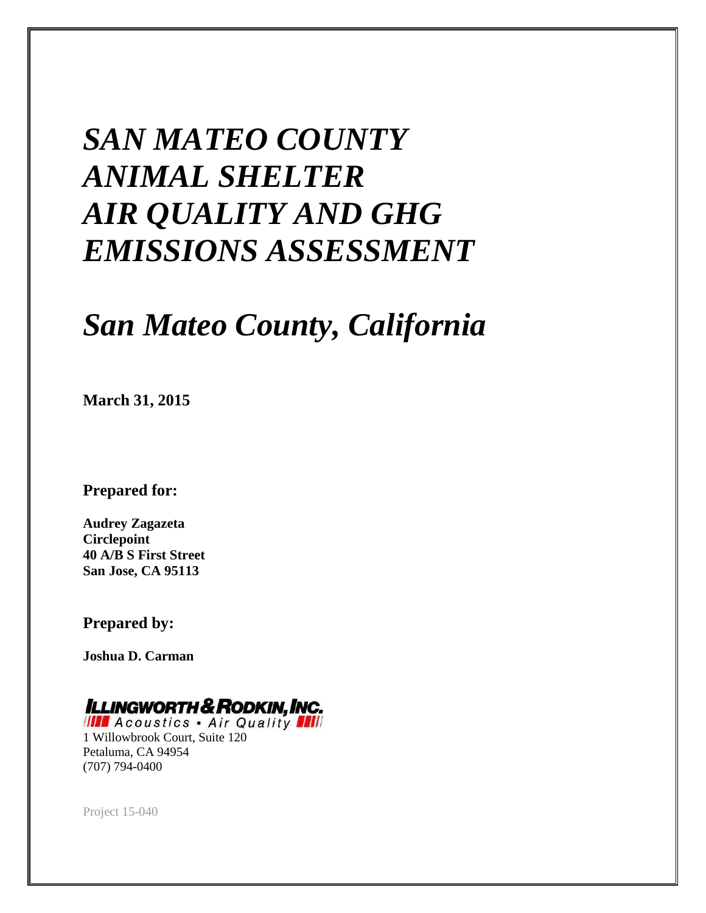# *SAN MATEO COUNTY ANIMAL SHELTER AIR QUALITY AND GHG EMISSIONS ASSESSMENT*

# *San Mateo County, California*

**March 31, 2015**

**Prepared for:**

**Audrey Zagazeta**
**Circlepoint**
**40 A/B S First Street**
**San Jose, CA 95113**

**Prepared by:**

**Joshua D. Carman**

**ILLINGWORTH & RODKIN, INC.**
*Acoustics • Air Quality*

1 Willowbrook Court, Suite 120
Petaluma, CA 94954
(707) 794-0400

Project 15-040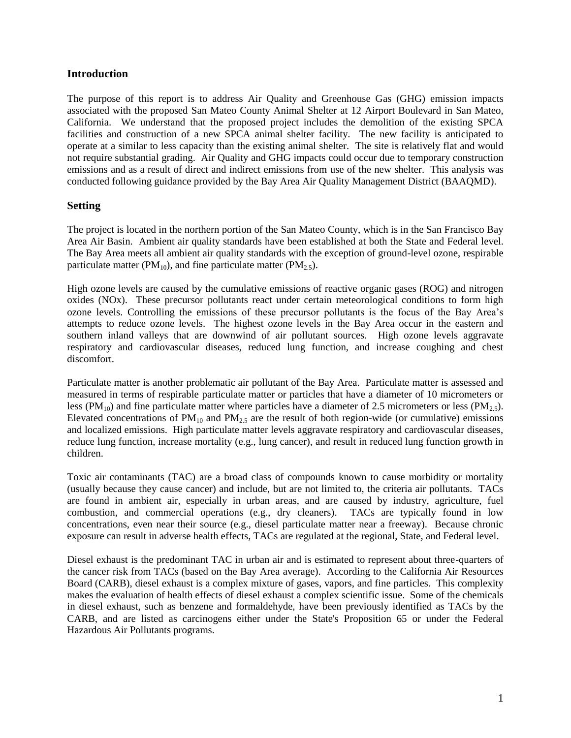## Introduction

The purpose of this report is to address Air Quality and Greenhouse Gas (GHG) emission impacts associated with the proposed San Mateo County Animal Shelter at 12 Airport Boulevard in San Mateo, California. We understand that the proposed project includes the demolition of the existing SPCA facilities and construction of a new SPCA animal shelter facility. The new facility is anticipated to operate at a similar to less capacity than the existing animal shelter. The site is relatively flat and would not require substantial grading. Air Quality and GHG impacts could occur due to temporary construction emissions and as a result of direct and indirect emissions from use of the new shelter. This analysis was conducted following guidance provided by the Bay Area Air Quality Management District (BAAQMD).

## Setting

The project is located in the northern portion of the San Mateo County, which is in the San Francisco Bay Area Air Basin. Ambient air quality standards have been established at both the State and Federal level. The Bay Area meets all ambient air quality standards with the exception of ground-level ozone, respirable particulate matter ($PM_{10}$), and fine particulate matter ($PM_{2.5}$).

High ozone levels are caused by the cumulative emissions of reactive organic gases (ROG) and nitrogen oxides (NOx). These precursor pollutants react under certain meteorological conditions to form high ozone levels. Controlling the emissions of these precursor pollutants is the focus of the Bay Area's attempts to reduce ozone levels. The highest ozone levels in the Bay Area occur in the eastern and southern inland valleys that are downwind of air pollutant sources. High ozone levels aggravate respiratory and cardiovascular diseases, reduced lung function, and increase coughing and chest discomfort.

Particulate matter is another problematic air pollutant of the Bay Area. Particulate matter is assessed and measured in terms of respirable particulate matter or particles that have a diameter of 10 micrometers or less ($PM_{10}$) and fine particulate matter where particles have a diameter of 2.5 micrometers or less ($PM_{2.5}$). Elevated concentrations of $PM_{10}$ and $PM_{2.5}$ are the result of both region-wide (or cumulative) emissions and localized emissions. High particulate matter levels aggravate respiratory and cardiovascular diseases, reduce lung function, increase mortality (e.g., lung cancer), and result in reduced lung function growth in children.

Toxic air contaminants (TAC) are a broad class of compounds known to cause morbidity or mortality (usually because they cause cancer) and include, but are not limited to, the criteria air pollutants. TACs are found in ambient air, especially in urban areas, and are caused by industry, agriculture, fuel combustion, and commercial operations (e.g., dry cleaners). TACs are typically found in low concentrations, even near their source (e.g., diesel particulate matter near a freeway). Because chronic exposure can result in adverse health effects, TACs are regulated at the regional, State, and Federal level.

Diesel exhaust is the predominant TAC in urban air and is estimated to represent about three-quarters of the cancer risk from TACs (based on the Bay Area average). According to the California Air Resources Board (CARB), diesel exhaust is a complex mixture of gases, vapors, and fine particles. This complexity makes the evaluation of health effects of diesel exhaust a complex scientific issue. Some of the chemicals in diesel exhaust, such as benzene and formaldehyde, have been previously identified as TACs by the CARB, and are listed as carcinogens either under the State's Proposition 65 or under the Federal Hazardous Air Pollutants programs.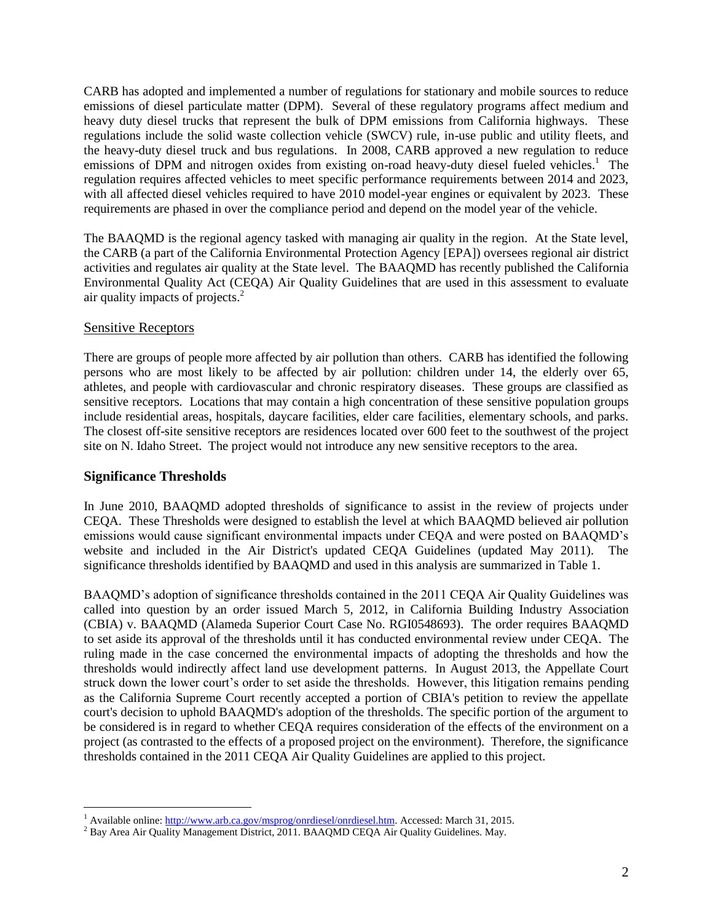CARB has adopted and implemented a number of regulations for stationary and mobile sources to reduce emissions of diesel particulate matter (DPM). Several of these regulatory programs affect medium and heavy duty diesel trucks that represent the bulk of DPM emissions from California highways. These regulations include the solid waste collection vehicle (SWCV) rule, in-use public and utility fleets, and the heavy-duty diesel truck and bus regulations. In 2008, CARB approved a new regulation to reduce emissions of DPM and nitrogen oxides from existing on-road heavy-duty diesel fueled vehicles.[1] The regulation requires affected vehicles to meet specific performance requirements between 2014 and 2023, with all affected diesel vehicles required to have 2010 model-year engines or equivalent by 2023. These requirements are phased in over the compliance period and depend on the model year of the vehicle.

The BAAQMD is the regional agency tasked with managing air quality in the region. At the State level, the CARB (a part of the California Environmental Protection Agency [EPA]) oversees regional air district activities and regulates air quality at the State level. The BAAQMD has recently published the California Environmental Quality Act (CEQA) Air Quality Guidelines that are used in this assessment to evaluate air quality impacts of projects.[2]

### Sensitive Receptors

There are groups of people more affected by air pollution than others. CARB has identified the following persons who are most likely to be affected by air pollution: children under 14, the elderly over 65, athletes, and people with cardiovascular and chronic respiratory diseases. These groups are classified as sensitive receptors. Locations that may contain a high concentration of these sensitive population groups include residential areas, hospitals, daycare facilities, elder care facilities, elementary schools, and parks. The closest off-site sensitive receptors are residences located over 600 feet to the southwest of the project site on N. Idaho Street. The project would not introduce any new sensitive receptors to the area.

## Significance Thresholds

In June 2010, BAAQMD adopted thresholds of significance to assist in the review of projects under CEQA. These Thresholds were designed to establish the level at which BAAQMD believed air pollution emissions would cause significant environmental impacts under CEQA and were posted on BAAQMD's website and included in the Air District's updated CEQA Guidelines (updated May 2011). The significance thresholds identified by BAAQMD and used in this analysis are summarized in Table 1.

BAAQMD's adoption of significance thresholds contained in the 2011 CEQA Air Quality Guidelines was called into question by an order issued March 5, 2012, in California Building Industry Association (CBIA) v. BAAQMD (Alameda Superior Court Case No. RGI0548693). The order requires BAAQMD to set aside its approval of the thresholds until it has conducted environmental review under CEQA. The ruling made in the case concerned the environmental impacts of adopting the thresholds and how the thresholds would indirectly affect land use development patterns. In August 2013, the Appellate Court struck down the lower court's order to set aside the thresholds. However, this litigation remains pending as the California Supreme Court recently accepted a portion of CBIA's petition to review the appellate court's decision to uphold BAAQMD's adoption of the thresholds. The specific portion of the argument to be considered is in regard to whether CEQA requires consideration of the effects of the environment on a project (as contrasted to the effects of a proposed project on the environment). Therefore, the significance thresholds contained in the 2011 CEQA Air Quality Guidelines are applied to this project.

---

[1] Available online: http://www.arb.ca.gov/msprog/onrdiesel/onrdiesel.htm. Accessed: March 31, 2015.

[2] Bay Area Air Quality Management District, 2011. BAAQMD CEQA Air Quality Guidelines. May.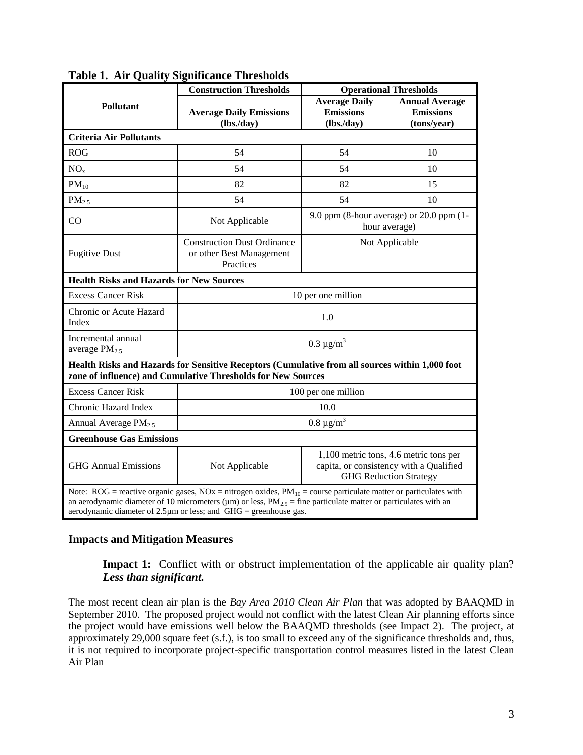**Table 1. Air Quality Significance Thresholds**

| Pollutant | Construction Thresholds | Operational Thresholds | |
|---|---|---|---|
| | Average Daily Emissions (lbs./day) | Average Daily Emissions (lbs./day) | Annual Average Emissions (tons/year) |
| **Criteria Air Pollutants** | | | |
| ROG | 54 | 54 | 10 |
| $NO_x$ | 54 | 54 | 10 |
| $PM_{10}$ | 82 | 82 | 15 |
| $PM_{2.5}$ | 54 | 54 | 10 |
| CO | Not Applicable | 9.0 ppm (8-hour average) or 20.0 ppm (1-hour average) | |
| Fugitive Dust | Construction Dust Ordinance or other Best Management Practices | Not Applicable | |
| **Health Risks and Hazards for New Sources** | | | |
| Excess Cancer Risk | 10 per one million | | |
| Chronic or Acute Hazard Index | 1.0 | | |
| Incremental annual average $PM_{2.5}$ | 0.3 µg/m$^3$ | | |
| **Health Risks and Hazards for Sensitive Receptors (Cumulative from all sources within 1,000 foot zone of influence) and Cumulative Thresholds for New Sources** | | | |
| Excess Cancer Risk | 100 per one million | | |
| Chronic Hazard Index | 10.0 | | |
| Annual Average $PM_{2.5}$ | 0.8 µg/m$^3$ | | |
| **Greenhouse Gas Emissions** | | | |
| GHG Annual Emissions | Not Applicable | 1,100 metric tons, 4.6 metric tons per capita, or consistency with a Qualified GHG Reduction Strategy | |

Note: ROG = reactive organic gases, NOx = nitrogen oxides, $PM_{10}$ = course particulate matter or particulates with an aerodynamic diameter of 10 micrometers (µm) or less, $PM_{2.5}$ = fine particulate matter or particulates with an aerodynamic diameter of 2.5µm or less; and GHG = greenhouse gas.

## Impacts and Mitigation Measures

**Impact 1:** Conflict with or obstruct implementation of the applicable air quality plan? ***Less than significant.***

The most recent clean air plan is the *Bay Area 2010 Clean Air Plan* that was adopted by BAAQMD in September 2010. The proposed project would not conflict with the latest Clean Air planning efforts since the project would have emissions well below the BAAQMD thresholds (see Impact 2). The project, at approximately 29,000 square feet (s.f.), is too small to exceed any of the significance thresholds and, thus, it is not required to incorporate project-specific transportation control measures listed in the latest Clean Air Plan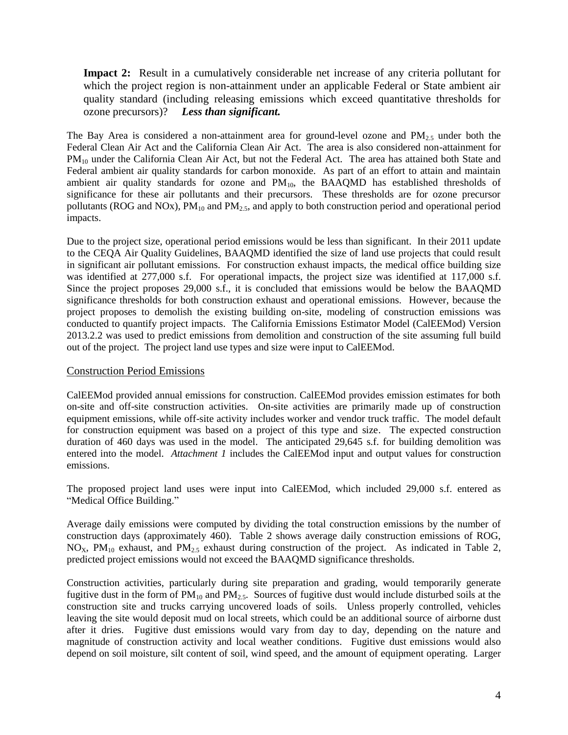**Impact 2:** Result in a cumulatively considerable net increase of any criteria pollutant for which the project region is non-attainment under an applicable Federal or State ambient air quality standard (including releasing emissions which exceed quantitative thresholds for ozone precursors)? ***Less than significant.***

The Bay Area is considered a non-attainment area for ground-level ozone and $PM_{2.5}$ under both the Federal Clean Air Act and the California Clean Air Act. The area is also considered non-attainment for $PM_{10}$ under the California Clean Air Act, but not the Federal Act. The area has attained both State and Federal ambient air quality standards for carbon monoxide. As part of an effort to attain and maintain ambient air quality standards for ozone and $PM_{10}$, the BAAQMD has established thresholds of significance for these air pollutants and their precursors. These thresholds are for ozone precursor pollutants (ROG and NOx), $PM_{10}$ and $PM_{2.5}$, and apply to both construction period and operational period impacts.

Due to the project size, operational period emissions would be less than significant. In their 2011 update to the CEQA Air Quality Guidelines, BAAQMD identified the size of land use projects that could result in significant air pollutant emissions. For construction exhaust impacts, the medical office building size was identified at 277,000 s.f. For operational impacts, the project size was identified at 117,000 s.f. Since the project proposes 29,000 s.f., it is concluded that emissions would be below the BAAQMD significance thresholds for both construction exhaust and operational emissions. However, because the project proposes to demolish the existing building on-site, modeling of construction emissions was conducted to quantify project impacts. The California Emissions Estimator Model (CalEEMod) Version 2013.2.2 was used to predict emissions from demolition and construction of the site assuming full build out of the project. The project land use types and size were input to CalEEMod.

<u>Construction Period Emissions</u>

CalEEMod provided annual emissions for construction. CalEEMod provides emission estimates for both on-site and off-site construction activities. On-site activities are primarily made up of construction equipment emissions, while off-site activity includes worker and vendor truck traffic. The model default for construction equipment was based on a project of this type and size. The expected construction duration of 460 days was used in the model. The anticipated 29,645 s.f. for building demolition was entered into the model. *Attachment 1* includes the CalEEMod input and output values for construction emissions.

The proposed project land uses were input into CalEEMod, which included 29,000 s.f. entered as "Medical Office Building."

Average daily emissions were computed by dividing the total construction emissions by the number of construction days (approximately 460). Table 2 shows average daily construction emissions of ROG, $NO_X$, $PM_{10}$ exhaust, and $PM_{2.5}$ exhaust during construction of the project. As indicated in Table 2, predicted project emissions would not exceed the BAAQMD significance thresholds.

Construction activities, particularly during site preparation and grading, would temporarily generate fugitive dust in the form of $PM_{10}$ and $PM_{2.5}$. Sources of fugitive dust would include disturbed soils at the construction site and trucks carrying uncovered loads of soils. Unless properly controlled, vehicles leaving the site would deposit mud on local streets, which could be an additional source of airborne dust after it dries. Fugitive dust emissions would vary from day to day, depending on the nature and magnitude of construction activity and local weather conditions. Fugitive dust emissions would also depend on soil moisture, silt content of soil, wind speed, and the amount of equipment operating. Larger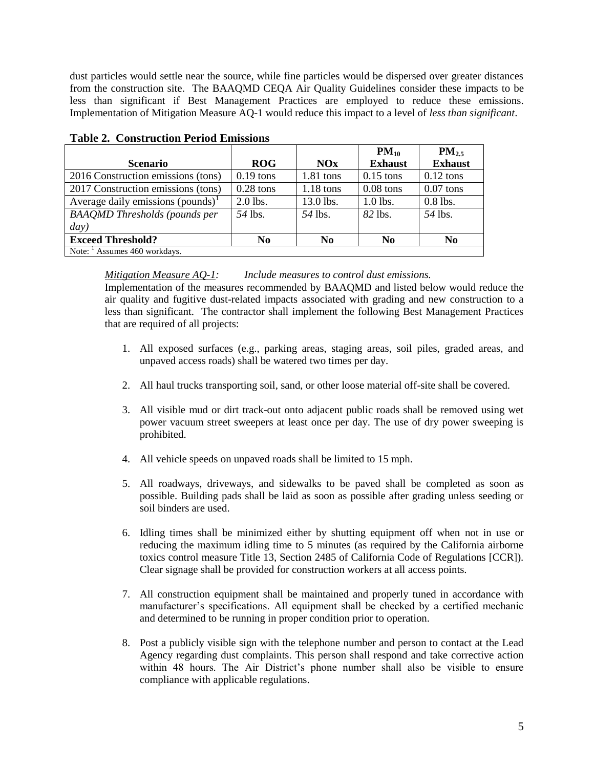dust particles would settle near the source, while fine particles would be dispersed over greater distances from the construction site. The BAAQMD CEQA Air Quality Guidelines consider these impacts to be less than significant if Best Management Practices are employed to reduce these emissions. Implementation of Mitigation Measure AQ-1 would reduce this impact to a level of *less than significant*.

**Table 2. Construction Period Emissions**

| Scenario | ROG | NOx | $PM_{10}$ Exhaust | $PM_{2.5}$ Exhaust |
|---|---|---|---|---|
| 2016 Construction emissions (tons) | 0.19 tons | 1.81 tons | 0.15 tons | 0.12 tons |
| 2017 Construction emissions (tons) | 0.28 tons | 1.18 tons | 0.08 tons | 0.07 tons |
| Average daily emissions (pounds)[1] | 2.0 lbs. | 13.0 lbs. | 1.0 lbs. | 0.8 lbs. |
| *BAAQMD Thresholds (pounds per day)* | *54* lbs. | *54* lbs. | *82* lbs. | *54* lbs. |
| **Exceed Threshold?** | **No** | **No** | **No** | **No** |

Note: [1] Assumes 460 workdays.

<u>*Mitigation Measure AQ-1:*</u> *Include measures to control dust emissions.*

Implementation of the measures recommended by BAAQMD and listed below would reduce the air quality and fugitive dust-related impacts associated with grading and new construction to a less than significant. The contractor shall implement the following Best Management Practices that are required of all projects:

1. All exposed surfaces (e.g., parking areas, staging areas, soil piles, graded areas, and unpaved access roads) shall be watered two times per day.
2. All haul trucks transporting soil, sand, or other loose material off-site shall be covered.
3. All visible mud or dirt track-out onto adjacent public roads shall be removed using wet power vacuum street sweepers at least once per day. The use of dry power sweeping is prohibited.
4. All vehicle speeds on unpaved roads shall be limited to 15 mph.
5. All roadways, driveways, and sidewalks to be paved shall be completed as soon as possible. Building pads shall be laid as soon as possible after grading unless seeding or soil binders are used.
6. Idling times shall be minimized either by shutting equipment off when not in use or reducing the maximum idling time to 5 minutes (as required by the California airborne toxics control measure Title 13, Section 2485 of California Code of Regulations [CCR]). Clear signage shall be provided for construction workers at all access points.
7. All construction equipment shall be maintained and properly tuned in accordance with manufacturer's specifications. All equipment shall be checked by a certified mechanic and determined to be running in proper condition prior to operation.
8. Post a publicly visible sign with the telephone number and person to contact at the Lead Agency regarding dust complaints. This person shall respond and take corrective action within 48 hours. The Air District's phone number shall also be visible to ensure compliance with applicable regulations.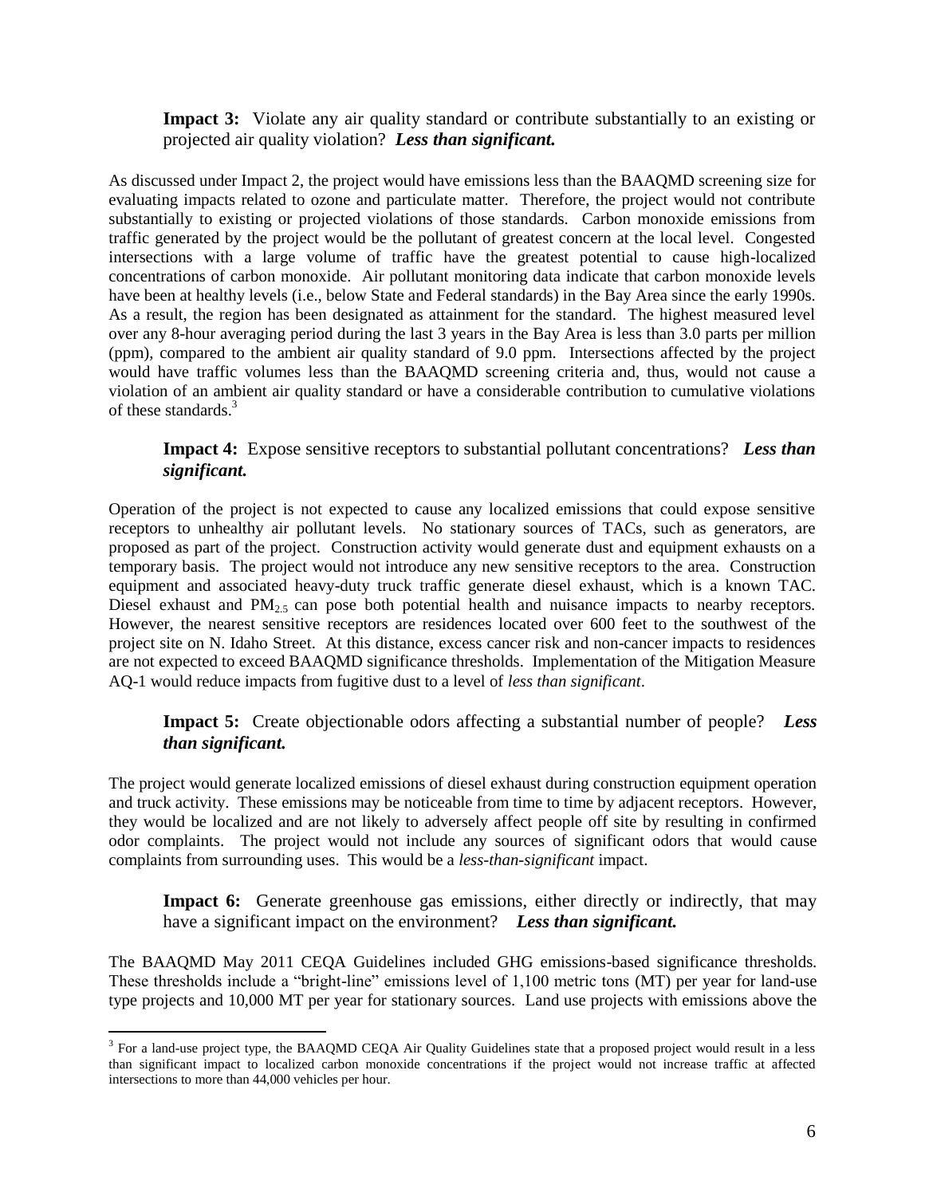**Impact 3:** Violate any air quality standard or contribute substantially to an existing or projected air quality violation? ***Less than significant.***

As discussed under Impact 2, the project would have emissions less than the BAAQMD screening size for evaluating impacts related to ozone and particulate matter. Therefore, the project would not contribute substantially to existing or projected violations of those standards. Carbon monoxide emissions from traffic generated by the project would be the pollutant of greatest concern at the local level. Congested intersections with a large volume of traffic have the greatest potential to cause high-localized concentrations of carbon monoxide. Air pollutant monitoring data indicate that carbon monoxide levels have been at healthy levels (i.e., below State and Federal standards) in the Bay Area since the early 1990s. As a result, the region has been designated as attainment for the standard. The highest measured level over any 8-hour averaging period during the last 3 years in the Bay Area is less than 3.0 parts per million (ppm), compared to the ambient air quality standard of 9.0 ppm. Intersections affected by the project would have traffic volumes less than the BAAQMD screening criteria and, thus, would not cause a violation of an ambient air quality standard or have a considerable contribution to cumulative violations of these standards.[3]

**Impact 4:** Expose sensitive receptors to substantial pollutant concentrations? ***Less than significant.***

Operation of the project is not expected to cause any localized emissions that could expose sensitive receptors to unhealthy air pollutant levels. No stationary sources of TACs, such as generators, are proposed as part of the project. Construction activity would generate dust and equipment exhausts on a temporary basis. The project would not introduce any new sensitive receptors to the area. Construction equipment and associated heavy-duty truck traffic generate diesel exhaust, which is a known TAC. Diesel exhaust and $PM_{2.5}$ can pose both potential health and nuisance impacts to nearby receptors. However, the nearest sensitive receptors are residences located over 600 feet to the southwest of the project site on N. Idaho Street. At this distance, excess cancer risk and non-cancer impacts to residences are not expected to exceed BAAQMD significance thresholds. Implementation of the Mitigation Measure AQ-1 would reduce impacts from fugitive dust to a level of *less than significant*.

**Impact 5:** Create objectionable odors affecting a substantial number of people? ***Less than significant.***

The project would generate localized emissions of diesel exhaust during construction equipment operation and truck activity. These emissions may be noticeable from time to time by adjacent receptors. However, they would be localized and are not likely to adversely affect people off site by resulting in confirmed odor complaints. The project would not include any sources of significant odors that would cause complaints from surrounding uses. This would be a *less-than-significant* impact.

**Impact 6:** Generate greenhouse gas emissions, either directly or indirectly, that may have a significant impact on the environment? ***Less than significant.***

The BAAQMD May 2011 CEQA Guidelines included GHG emissions-based significance thresholds. These thresholds include a "bright-line" emissions level of 1,100 metric tons (MT) per year for land-use type projects and 10,000 MT per year for stationary sources. Land use projects with emissions above the

[3] For a land-use project type, the BAAQMD CEQA Air Quality Guidelines state that a proposed project would result in a less than significant impact to localized carbon monoxide concentrations if the project would not increase traffic at affected intersections to more than 44,000 vehicles per hour.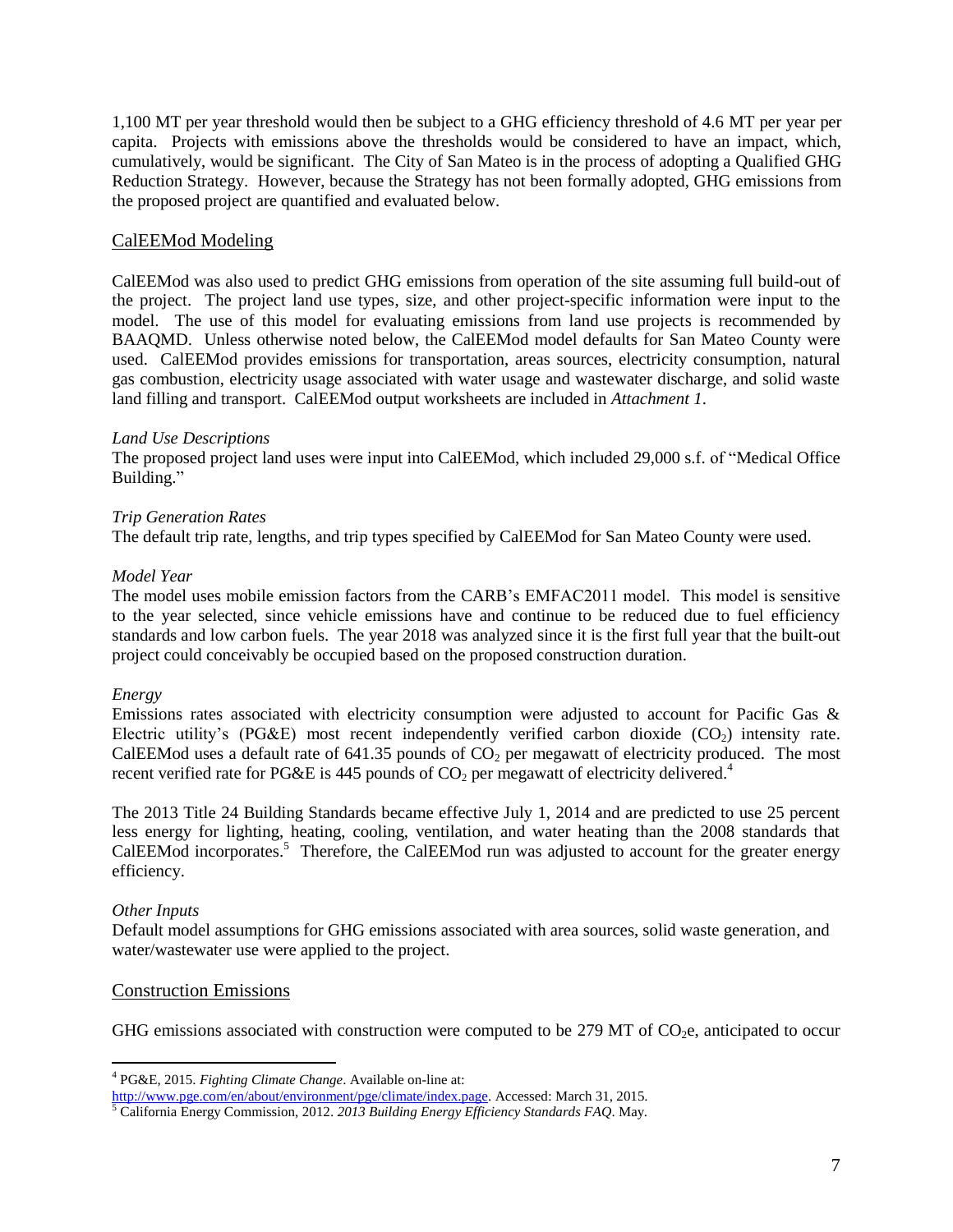1,100 MT per year threshold would then be subject to a GHG efficiency threshold of 4.6 MT per year per capita. Projects with emissions above the thresholds would be considered to have an impact, which, cumulatively, would be significant. The City of San Mateo is in the process of adopting a Qualified GHG Reduction Strategy. However, because the Strategy has not been formally adopted, GHG emissions from the proposed project are quantified and evaluated below.

## CalEEMod Modeling

CalEEMod was also used to predict GHG emissions from operation of the site assuming full build-out of the project. The project land use types, size, and other project-specific information were input to the model. The use of this model for evaluating emissions from land use projects is recommended by BAAQMD. Unless otherwise noted below, the CalEEMod model defaults for San Mateo County were used. CalEEMod provides emissions for transportation, areas sources, electricity consumption, natural gas combustion, electricity usage associated with water usage and wastewater discharge, and solid waste land filling and transport. CalEEMod output worksheets are included in *Attachment 1*.

*Land Use Descriptions*
The proposed project land uses were input into CalEEMod, which included 29,000 s.f. of "Medical Office Building."

*Trip Generation Rates*
The default trip rate, lengths, and trip types specified by CalEEMod for San Mateo County were used.

*Model Year*
The model uses mobile emission factors from the CARB's EMFAC2011 model. This model is sensitive to the year selected, since vehicle emissions have and continue to be reduced due to fuel efficiency standards and low carbon fuels. The year 2018 was analyzed since it is the first full year that the built-out project could conceivably be occupied based on the proposed construction duration.

*Energy*
Emissions rates associated with electricity consumption were adjusted to account for Pacific Gas & Electric utility's (PG&E) most recent independently verified carbon dioxide ($CO_2$) intensity rate. CalEEMod uses a default rate of 641.35 pounds of $CO_2$ per megawatt of electricity produced. The most recent verified rate for PG&E is 445 pounds of $CO_2$ per megawatt of electricity delivered.[4]

The 2013 Title 24 Building Standards became effective July 1, 2014 and are predicted to use 25 percent less energy for lighting, heating, cooling, ventilation, and water heating than the 2008 standards that CalEEMod incorporates.[5] Therefore, the CalEEMod run was adjusted to account for the greater energy efficiency.

*Other Inputs*
Default model assumptions for GHG emissions associated with area sources, solid waste generation, and water/wastewater use were applied to the project.

## Construction Emissions

GHG emissions associated with construction were computed to be 279 MT of $CO_2$e, anticipated to occur

---

[4] PG&E, 2015. *Fighting Climate Change*. Available on-line at: http://www.pge.com/en/about/environment/pge/climate/index.page. Accessed: March 31, 2015.

[5] California Energy Commission, 2012. *2013 Building Energy Efficiency Standards FAQ*. May.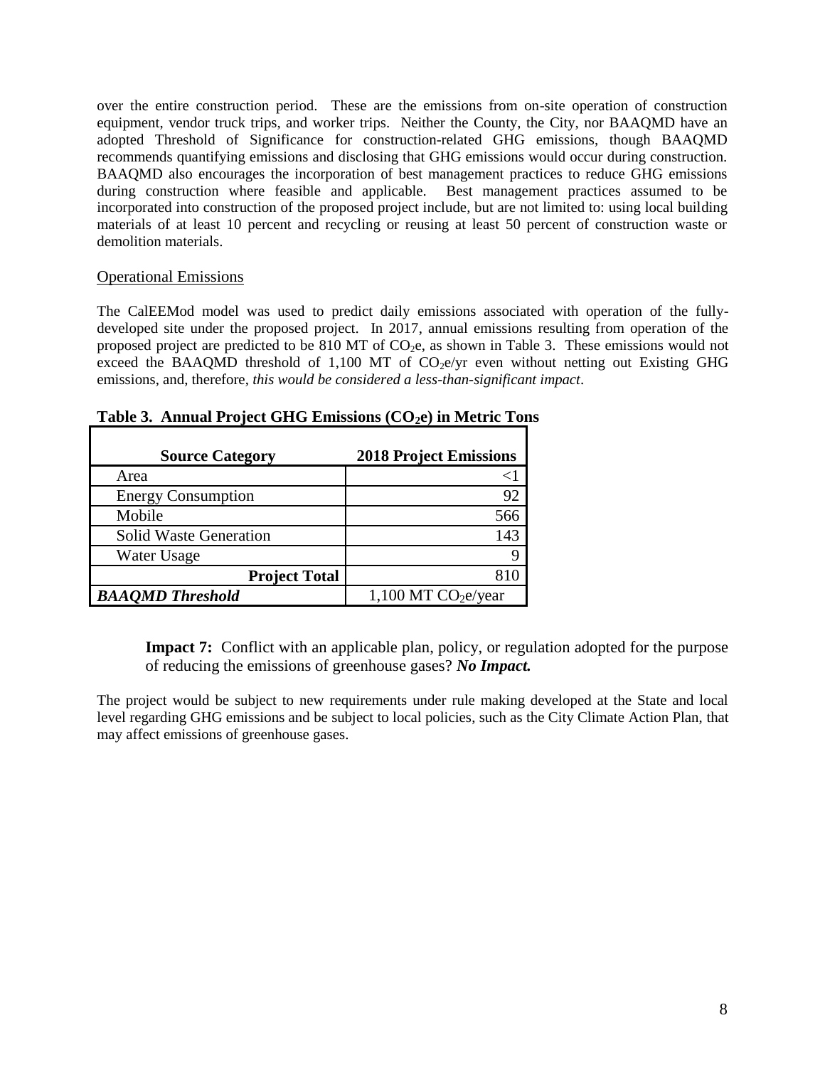over the entire construction period. These are the emissions from on-site operation of construction equipment, vendor truck trips, and worker trips. Neither the County, the City, nor BAAQMD have an adopted Threshold of Significance for construction-related GHG emissions, though BAAQMD recommends quantifying emissions and disclosing that GHG emissions would occur during construction. BAAQMD also encourages the incorporation of best management practices to reduce GHG emissions during construction where feasible and applicable. Best management practices assumed to be incorporated into construction of the proposed project include, but are not limited to: using local building materials of at least 10 percent and recycling or reusing at least 50 percent of construction waste or demolition materials.

Operational Emissions

The CalEEMod model was used to predict daily emissions associated with operation of the fully-developed site under the proposed project. In 2017, annual emissions resulting from operation of the proposed project are predicted to be 810 MT of $CO_2e$, as shown in Table 3. These emissions would not exceed the BAAQMD threshold of 1,100 MT of $CO_2e$/yr even without netting out Existing GHG emissions, and, therefore, *this would be considered a less-than-significant impact*.

**Table 3. Annual Project GHG Emissions ($CO_2e$) in Metric Tons**

| Source Category | 2018 Project Emissions |
|---|---|
| Area | <1 |
| Energy Consumption | 92 |
| Mobile | 566 |
| Solid Waste Generation | 143 |
| Water Usage | 9 |
| **Project Total** | 810 |
| ***BAAQMD Threshold*** | 1,100 MT $CO_2e$/year |

**Impact 7:** Conflict with an applicable plan, policy, or regulation adopted for the purpose of reducing the emissions of greenhouse gases? ***No Impact.***

The project would be subject to new requirements under rule making developed at the State and local level regarding GHG emissions and be subject to local policies, such as the City Climate Action Plan, that may affect emissions of greenhouse gases.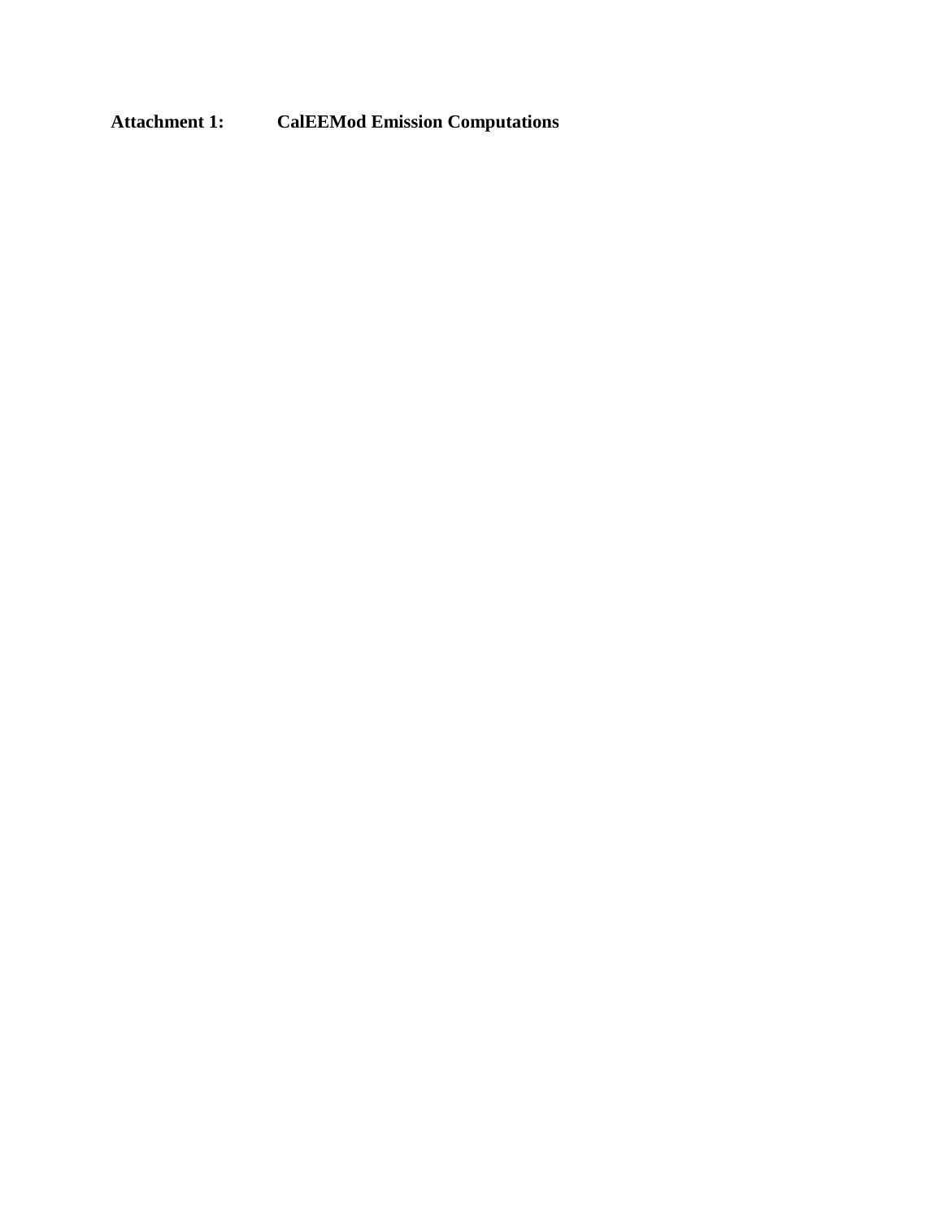**Attachment 1: CalEEMod Emission Computations**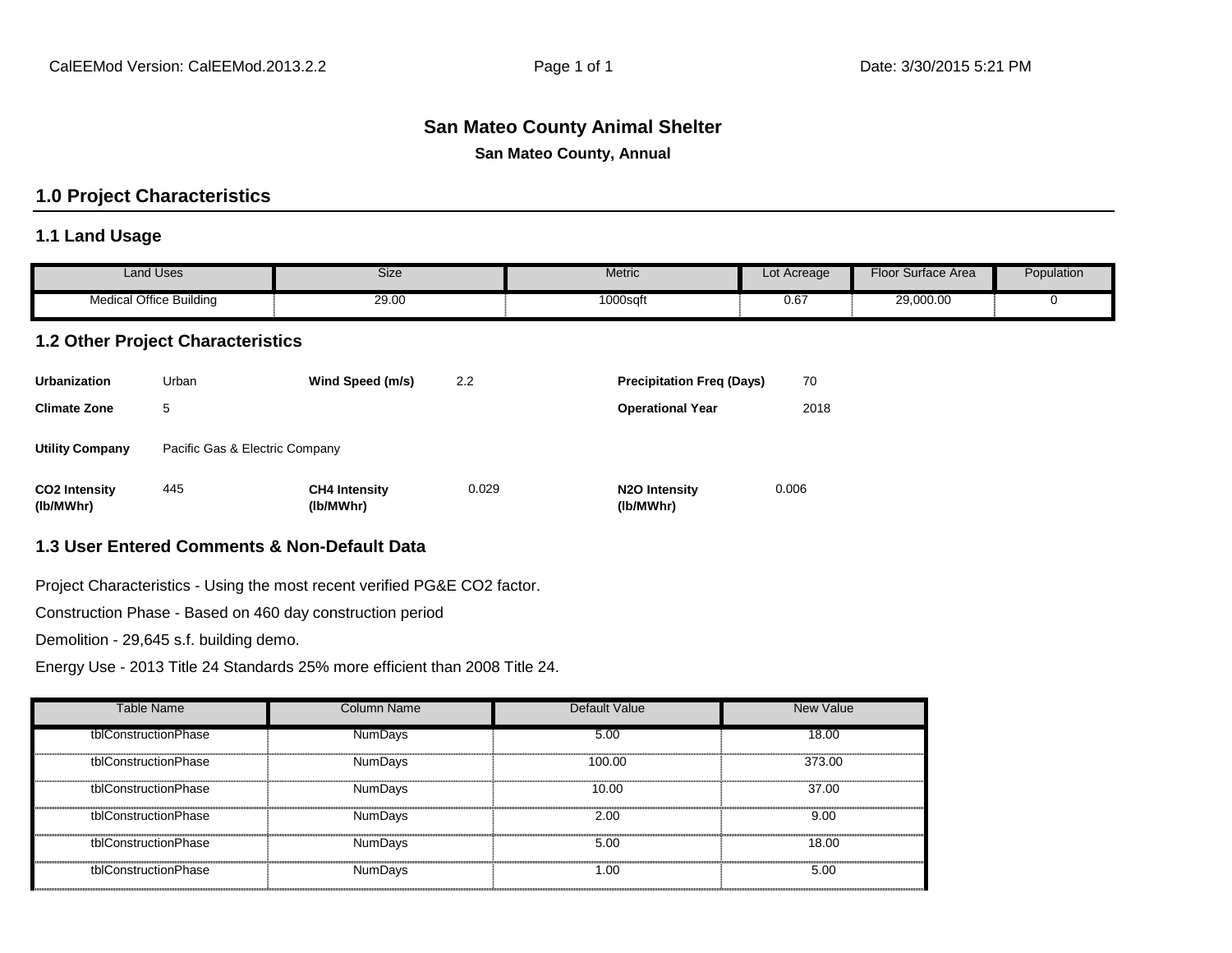# San Mateo County Animal Shelter

**San Mateo County, Annual**

## 1.0 Project Characteristics

### 1.1 Land Usage

| Land Uses | Size | Metric | Lot Acreage | Floor Surface Area | Population |
|---|---|---|---|---|---|
| Medical Office Building | 29.00 | 1000sqft | 0.67 | 29,000.00 | 0 |

### 1.2 Other Project Characteristics

| | | | | | |
|---|---|---|---|---|---|
| **Urbanization** | Urban | **Wind Speed (m/s)** | 2.2 | **Precipitation Freq (Days)** | 70 |
| **Climate Zone** | 5 | | | **Operational Year** | 2018 |
| **Utility Company** | Pacific Gas & Electric Company | | | | |
| **$CO_2$ Intensity (lb/MWhr)** | 445 | **$CH_4$ Intensity (lb/MWhr)** | 0.029 | **$N_2O$ Intensity (lb/MWhr)** | 0.006 |

### 1.3 User Entered Comments & Non-Default Data

Project Characteristics - Using the most recent verified PG&E CO2 factor.

Construction Phase - Based on 460 day construction period

Demolition - 29,645 s.f. building demo.

Energy Use - 2013 Title 24 Standards 25% more efficient than 2008 Title 24.

| Table Name | Column Name | Default Value | New Value |
|---|---|---|---|
| tblConstructionPhase | NumDays | 5.00 | 18.00 |
| tblConstructionPhase | NumDays | 100.00 | 373.00 |
| tblConstructionPhase | NumDays | 10.00 | 37.00 |
| tblConstructionPhase | NumDays | 2.00 | 9.00 |
| tblConstructionPhase | NumDays | 5.00 | 18.00 |
| tblConstructionPhase | NumDays | 1.00 | 5.00 |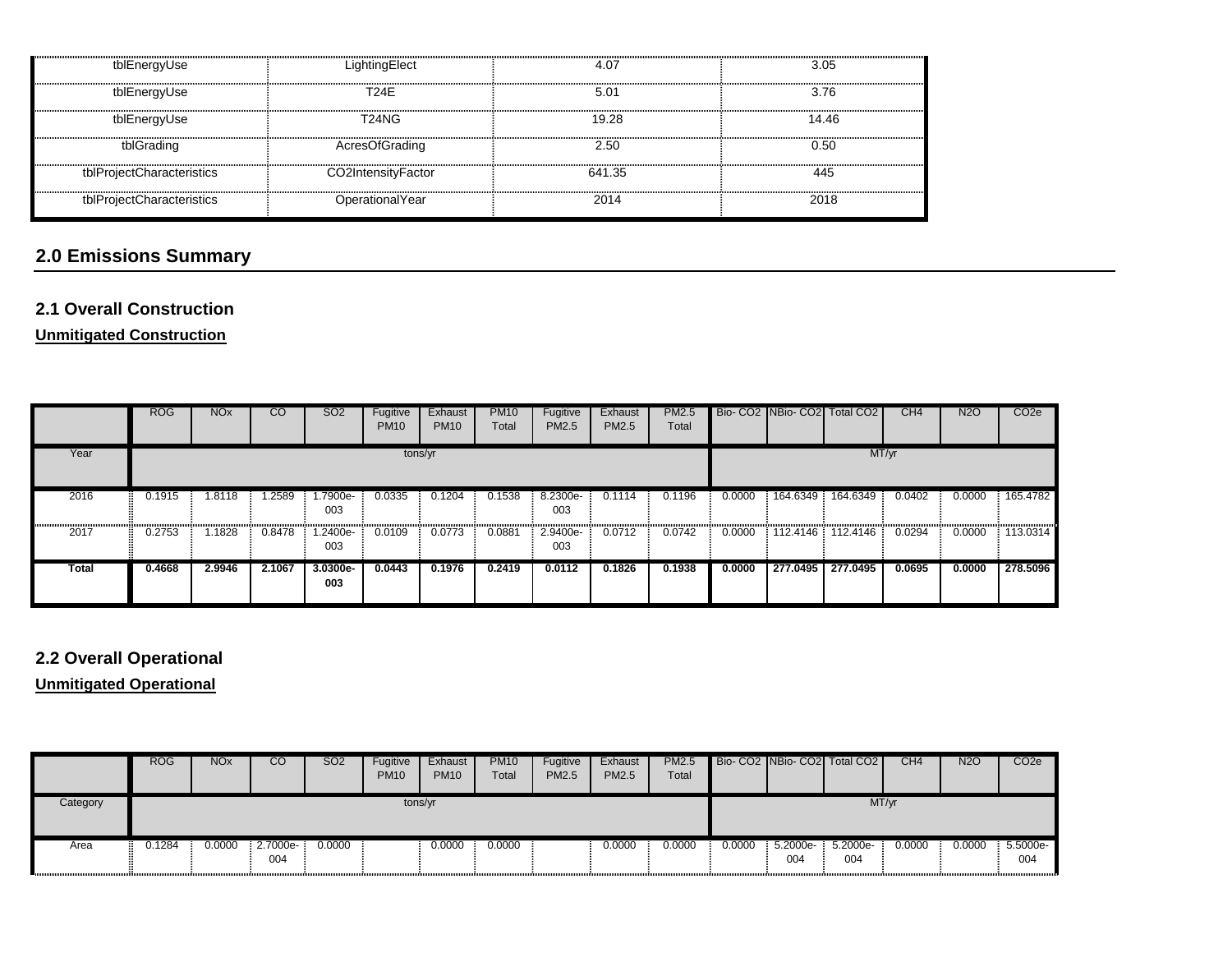| tblEnergyUse | LightingElect | 4.07 | 3.05 |
|---|---|---|---|
| tblEnergyUse | T24E | 5.01 | 3.76 |
| tblEnergyUse | T24NG | 19.28 | 14.46 |
| tblGrading | AcresOfGrading | 2.50 | 0.50 |
| tblProjectCharacteristics | CO2IntensityFactor | 641.35 | 445 |
| tblProjectCharacteristics | OperationalYear | 2014 | 2018 |

## 2.0 Emissions Summary

### 2.1 Overall Construction

**Unmitigated Construction**

| | ROG | NOx | CO | SO2 | Fugitive PM10 | Exhaust PM10 | PM10 Total | Fugitive PM2.5 | Exhaust PM2.5 | PM2.5 Total | Bio- CO2 | NBio- CO2 | Total CO2 | CH4 | N2O | CO2e |
|---|---|---|---|---|---|---|---|---|---|---|---|---|---|---|---|---|
| Year | tons/yr | | | | | | | | | | MT/yr | | | | | |
| 2016 | 0.1915 | 1.8118 | 1.2589 | 1.7900e-003 | 0.0335 | 0.1204 | 0.1538 | 8.2300e-003 | 0.1114 | 0.1196 | 0.0000 | 164.6349 | 164.6349 | 0.0402 | 0.0000 | 165.4782 |
| 2017 | 0.2753 | 1.1828 | 0.8478 | 1.2400e-003 | 0.0109 | 0.0773 | 0.0881 | 2.9400e-003 | 0.0712 | 0.0742 | 0.0000 | 112.4146 | 112.4146 | 0.0294 | 0.0000 | 113.0314 |
| **Total** | **0.4668** | **2.9946** | **2.1067** | **3.0300e-003** | **0.0443** | **0.1976** | **0.2419** | **0.0112** | **0.1826** | **0.1938** | **0.0000** | **277.0495** | **277.0495** | **0.0695** | **0.0000** | **278.5096** |

### 2.2 Overall Operational

**Unmitigated Operational**

| | ROG | NOx | CO | SO2 | Fugitive PM10 | Exhaust PM10 | PM10 Total | Fugitive PM2.5 | Exhaust PM2.5 | PM2.5 Total | Bio- CO2 | NBio- CO2 | Total CO2 | CH4 | N2O | CO2e |
|---|---|---|---|---|---|---|---|---|---|---|---|---|---|---|---|---|
| Category | tons/yr | | | | | | | | | | MT/yr | | | | | |
| Area | 0.1284 | 0.0000 | 2.7000e-004 | 0.0000 | | 0.0000 | 0.0000 | | 0.0000 | 0.0000 | 0.0000 | 5.2000e-004 | 5.2000e-004 | 0.0000 | 0.0000 | 5.5000e-004 |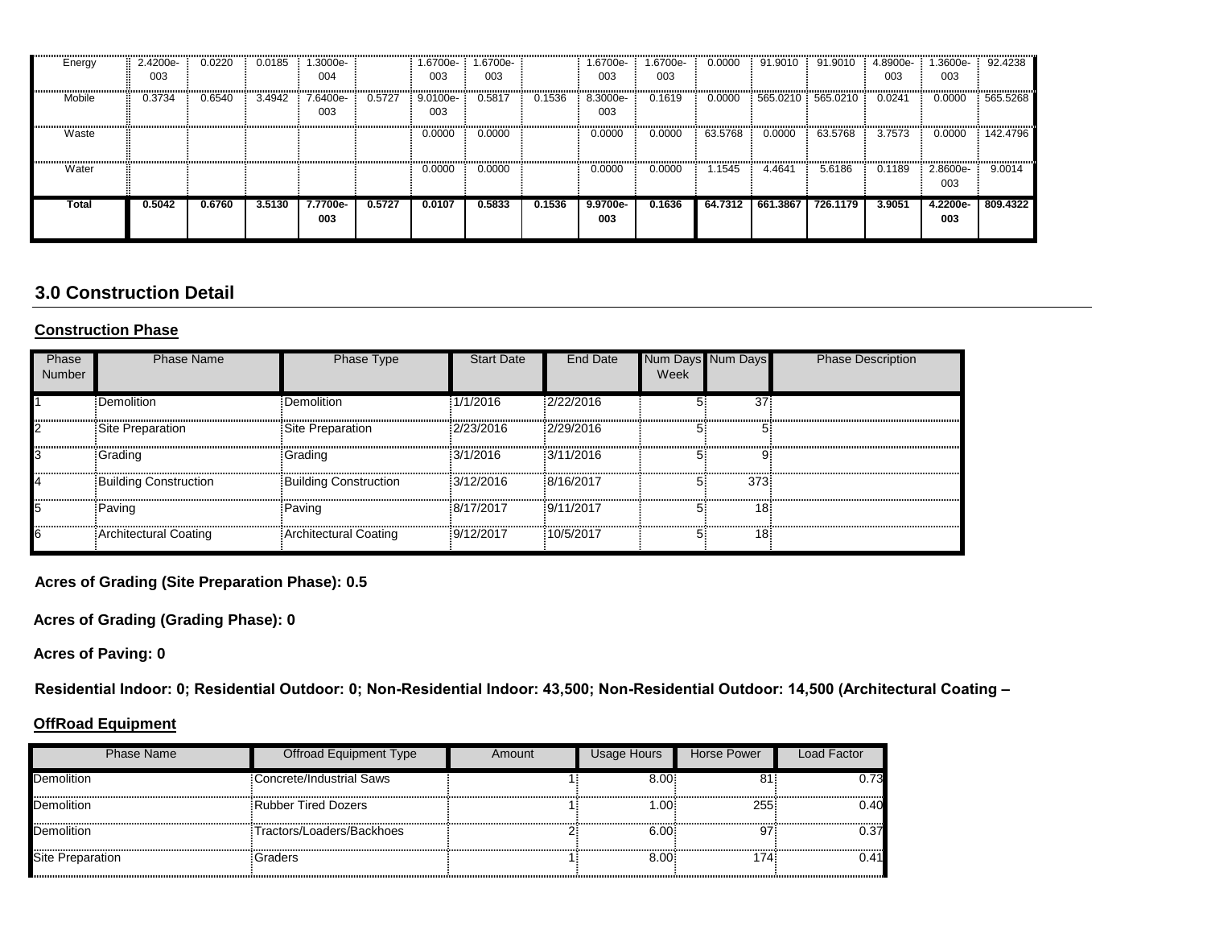| | | | | | | | | | | | | | | | | |
|---|---|---|---|---|---|---|---|---|---|---|---|---|---|---|---|---|
| Energy | 2.4200e-003 | 0.0220 | 0.0185 | 1.3000e-004 | | 1.6700e-003 | 1.6700e-003 | | 1.6700e-003 | 1.6700e-003 | 0.0000 | 91.9010 | 91.9010 | 4.8900e-003 | 1.3600e-003 | 92.4238 |
| Mobile | 0.3734 | 0.6540 | 3.4942 | 7.6400e-003 | 0.5727 | 9.0100e-003 | 0.5817 | 0.1536 | 8.3000e-003 | 0.1619 | 0.0000 | 565.0210 | 565.0210 | 0.0241 | 0.0000 | 565.5268 |
| Waste | | | | | | 0.0000 | 0.0000 | | 0.0000 | 0.0000 | 63.5768 | 0.0000 | 63.5768 | 3.7573 | 0.0000 | 142.4796 |
| Water | | | | | | 0.0000 | 0.0000 | | 0.0000 | 0.0000 | 1.1545 | 4.4641 | 5.6186 | 0.1189 | 2.8600e-003 | 9.0014 |
| **Total** | **0.5042** | **0.6760** | **3.5130** | **7.7700e-003** | **0.5727** | **0.0107** | **0.5833** | **0.1536** | **9.9700e-003** | **0.1636** | **64.7312** | **661.3867** | **726.1179** | **3.9051** | **4.2200e-003** | **809.4322** |

## 3.0 Construction Detail

### Construction Phase

| Phase Number | Phase Name | Phase Type | Start Date | End Date | Num Days Week | Num Days | Phase Description |
|---|---|---|---|---|---|---|---|
| 1 | Demolition | Demolition | 1/1/2016 | 2/22/2016 | 5 | 37 | |
| 2 | Site Preparation | Site Preparation | 2/23/2016 | 2/29/2016 | 5 | 5 | |
| 3 | Grading | Grading | 3/1/2016 | 3/11/2016 | 5 | 9 | |
| 4 | Building Construction | Building Construction | 3/12/2016 | 8/16/2017 | 5 | 373 | |
| 5 | Paving | Paving | 8/17/2017 | 9/11/2017 | 5 | 18 | |
| 6 | Architectural Coating | Architectural Coating | 9/12/2017 | 10/5/2017 | 5 | 18 | |

**Acres of Grading (Site Preparation Phase): 0.5**

**Acres of Grading (Grading Phase): 0**

**Acres of Paving: 0**

**Residential Indoor: 0; Residential Outdoor: 0; Non-Residential Indoor: 43,500; Non-Residential Outdoor: 14,500 (Architectural Coating –**

### OffRoad Equipment

| Phase Name | Offroad Equipment Type | Amount | Usage Hours | Horse Power | Load Factor |
|---|---|---|---|---|---|
| Demolition | Concrete/Industrial Saws | 1 | 8.00 | 81 | 0.73 |
| Demolition | Rubber Tired Dozers | 1 | 1.00 | 255 | 0.40 |
| Demolition | Tractors/Loaders/Backhoes | 2 | 6.00 | 97 | 0.37 |
| Site Preparation | Graders | 1 | 8.00 | 174 | 0.41 |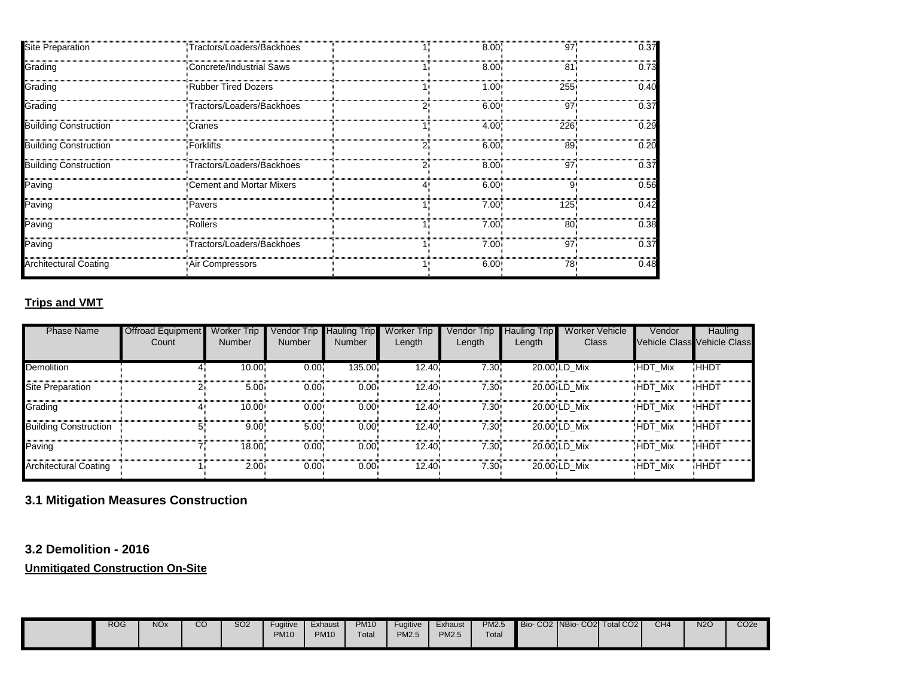| | | | | | | |
|---|---|---|---|---|---|---|
| Site Preparation | Tractors/Loaders/Backhoes | | 1 | 8.00 | 97 | 0.37 |
| Grading | Concrete/Industrial Saws | | 1 | 8.00 | 81 | 0.73 |
| Grading | Rubber Tired Dozers | | 1 | 1.00 | 255 | 0.40 |
| Grading | Tractors/Loaders/Backhoes | | 2 | 6.00 | 97 | 0.37 |
| Building Construction | Cranes | | 1 | 4.00 | 226 | 0.29 |
| Building Construction | Forklifts | | 2 | 6.00 | 89 | 0.20 |
| Building Construction | Tractors/Loaders/Backhoes | | 2 | 8.00 | 97 | 0.37 |
| Paving | Cement and Mortar Mixers | | 4 | 6.00 | 9 | 0.56 |
| Paving | Pavers | | 1 | 7.00 | 125 | 0.42 |
| Paving | Rollers | | 1 | 7.00 | 80 | 0.38 |
| Paving | Tractors/Loaders/Backhoes | | 1 | 7.00 | 97 | 0.37 |
| Architectural Coating | Air Compressors | | 1 | 6.00 | 78 | 0.48 |

**Trips and VMT**

| Phase Name | Offroad Equipment Count | Worker Trip Number | Vendor Trip Number | Hauling Trip Number | Worker Trip Length | Vendor Trip Length | Hauling Trip Length | Worker Vehicle Class | Vendor Vehicle Class | Hauling Vehicle Class |
|---|---|---|---|---|---|---|---|---|---|---|
| Demolition | 4 | 10.00 | 0.00 | 135.00 | 12.40 | 7.30 | 20.00 | LD_Mix | HDT_Mix | HHDT |
| Site Preparation | 2 | 5.00 | 0.00 | 0.00 | 12.40 | 7.30 | 20.00 | LD_Mix | HDT_Mix | HHDT |
| Grading | 4 | 10.00 | 0.00 | 0.00 | 12.40 | 7.30 | 20.00 | LD_Mix | HDT_Mix | HHDT |
| Building Construction | 5 | 9.00 | 5.00 | 0.00 | 12.40 | 7.30 | 20.00 | LD_Mix | HDT_Mix | HHDT |
| Paving | 7 | 18.00 | 0.00 | 0.00 | 12.40 | 7.30 | 20.00 | LD_Mix | HDT_Mix | HHDT |
| Architectural Coating | 1 | 2.00 | 0.00 | 0.00 | 12.40 | 7.30 | 20.00 | LD_Mix | HDT_Mix | HHDT |

## 3.1 Mitigation Measures Construction

## 3.2 Demolition - 2016

**Unmitigated Construction On-Site**

| | ROG | NOx | CO | SO2 | Fugitive PM10 | Exhaust PM10 | PM10 Total | Fugitive PM2.5 | Exhaust PM2.5 | PM2.5 Total | Bio- CO2 | NBio- CO2 | Total CO2 | CH4 | N2O | CO2e |
|---|---|---|---|---|---|---|---|---|---|---|---|---|---|---|---|---|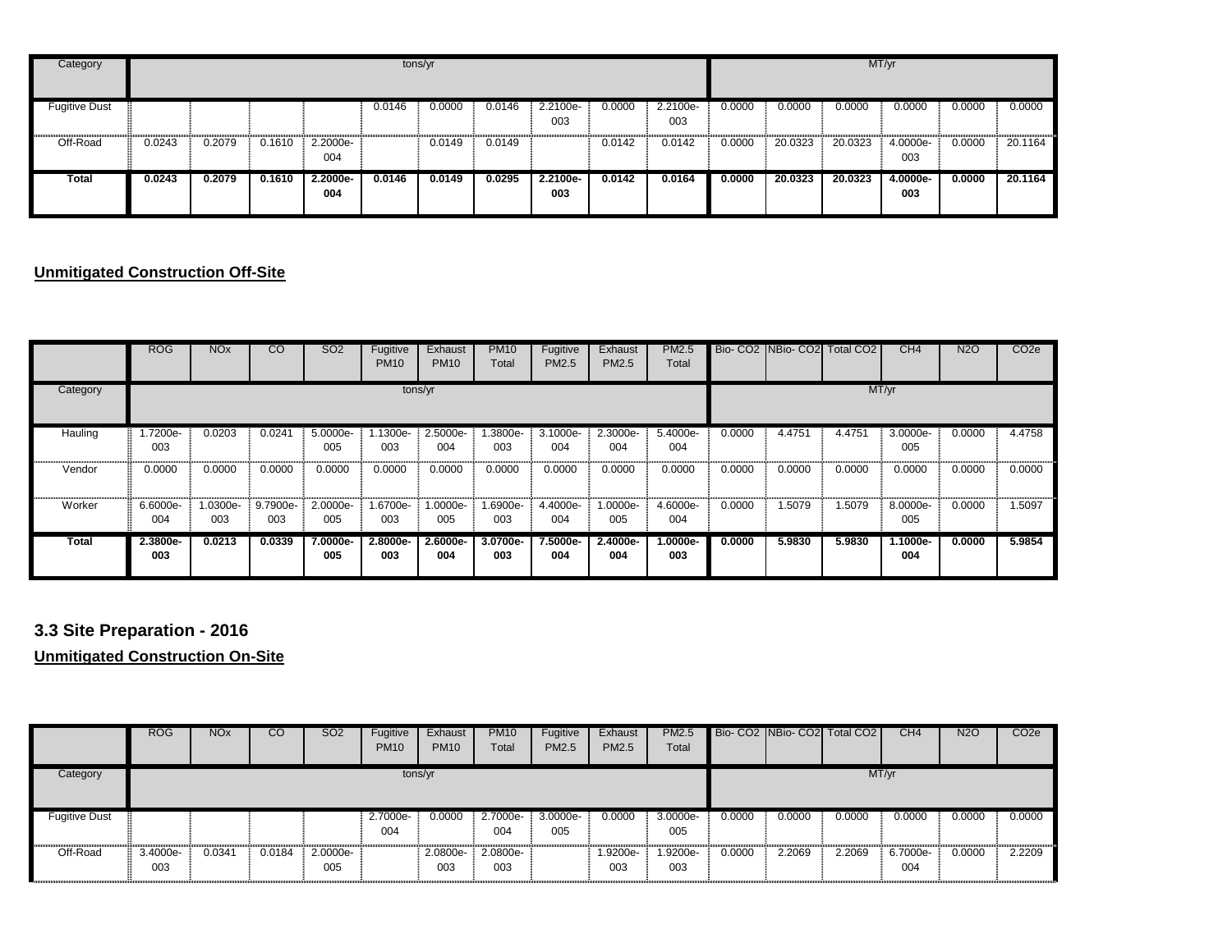| Category | tons/yr | | | | | | | | | | MT/yr | | | | | |
|---|---|---|---|---|---|---|---|---|---|---|---|---|---|---|---|---|
| Fugitive Dust | | | | | 0.0146 | 0.0000 | 0.0146 | 2.2100e-003 | 0.0000 | 2.2100e-003 | 0.0000 | 0.0000 | 0.0000 | 0.0000 | 0.0000 | 0.0000 |
| Off-Road | 0.0243 | 0.2079 | 0.1610 | 2.2000e-004 | | 0.0149 | 0.0149 | | 0.0142 | 0.0142 | 0.0000 | 20.0323 | 20.0323 | 4.0000e-003 | 0.0000 | 20.1164 |
| **Total** | **0.0243** | **0.2079** | **0.1610** | **2.2000e-004** | **0.0146** | **0.0149** | **0.0295** | **2.2100e-003** | **0.0142** | **0.0164** | **0.0000** | **20.0323** | **20.0323** | **4.0000e-003** | **0.0000** | **20.1164** |

**Unmitigated Construction Off-Site**

| | ROG | NOx | CO | SO2 | Fugitive PM10 | Exhaust PM10 | PM10 Total | Fugitive PM2.5 | Exhaust PM2.5 | PM2.5 Total | Bio- CO2 | NBio- CO2 | Total CO2 | CH4 | N2O | CO2e |
|---|---|---|---|---|---|---|---|---|---|---|---|---|---|---|---|---|
| Category | tons/yr | | | | | | | | | | MT/yr | | | | | |
| Hauling | 1.7200e-003 | 0.0203 | 0.0241 | 5.0000e-005 | 1.1300e-003 | 2.5000e-004 | 1.3800e-003 | 3.1000e-004 | 2.3000e-004 | 5.4000e-004 | 0.0000 | 4.4751 | 4.4751 | 3.0000e-005 | 0.0000 | 4.4758 |
| Vendor | 0.0000 | 0.0000 | 0.0000 | 0.0000 | 0.0000 | 0.0000 | 0.0000 | 0.0000 | 0.0000 | 0.0000 | 0.0000 | 0.0000 | 0.0000 | 0.0000 | 0.0000 | 0.0000 |
| Worker | 6.6000e-004 | 1.0300e-003 | 9.7900e-003 | 2.0000e-005 | 1.6700e-003 | 1.0000e-005 | 1.6900e-003 | 4.4000e-004 | 1.0000e-005 | 4.6000e-004 | 0.0000 | 1.5079 | 1.5079 | 8.0000e-005 | 0.0000 | 1.5097 |
| **Total** | **2.3800e-003** | **0.0213** | **0.0339** | **7.0000e-005** | **2.8000e-003** | **2.6000e-004** | **3.0700e-003** | **7.5000e-004** | **2.4000e-004** | **1.0000e-003** | **0.0000** | **5.9830** | **5.9830** | **1.1000e-004** | **0.0000** | **5.9854** |

### 3.3 Site Preparation - 2016

**Unmitigated Construction On-Site**

| | ROG | NOx | CO | SO2 | Fugitive PM10 | Exhaust PM10 | PM10 Total | Fugitive PM2.5 | Exhaust PM2.5 | PM2.5 Total | Bio- CO2 | NBio- CO2 | Total CO2 | CH4 | N2O | CO2e |
|---|---|---|---|---|---|---|---|---|---|---|---|---|---|---|---|---|
| Category | tons/yr | | | | | | | | | | MT/yr | | | | | |
| Fugitive Dust | | | | | 2.7000e-004 | 0.0000 | 2.7000e-004 | 3.0000e-005 | 0.0000 | 3.0000e-005 | 0.0000 | 0.0000 | 0.0000 | 0.0000 | 0.0000 | 0.0000 |
| Off-Road | 3.4000e-003 | 0.0341 | 0.0184 | 2.0000e-005 | | 2.0800e-003 | 2.0800e-003 | | 1.9200e-003 | 1.9200e-003 | 0.0000 | 2.2069 | 2.2069 | 6.7000e-004 | 0.0000 | 2.2209 |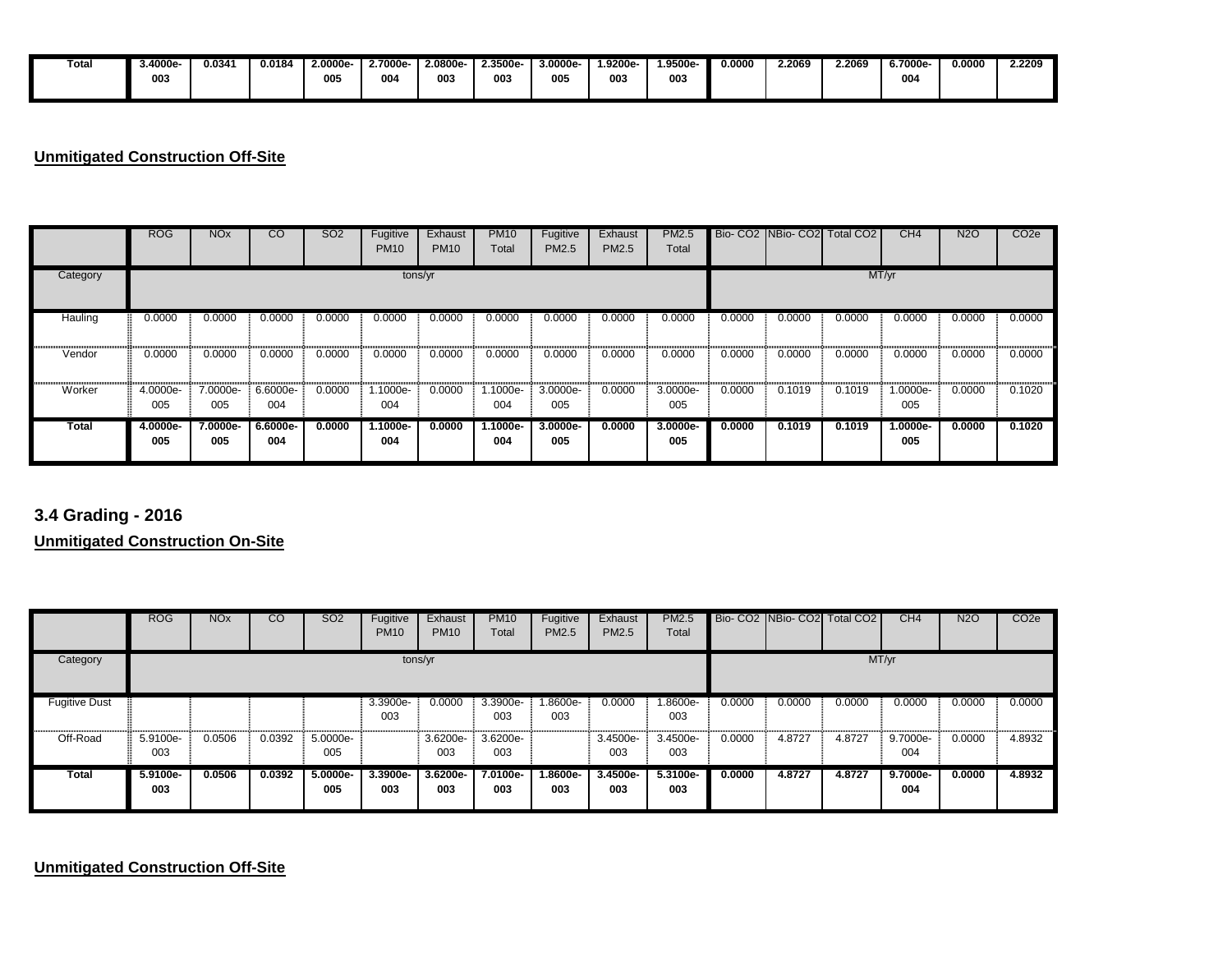| Total | 3.4000e-003 | 0.0341 | 0.0184 | 2.0000e-005 | 2.7000e-004 | 2.0800e-003 | 2.3500e-003 | 3.0000e-005 | 1.9200e-003 | 1.9500e-003 | 0.0000 | 2.2069 | 2.2069 | 6.7000e-004 | 0.0000 | 2.2209 |
|---|---|---|---|---|---|---|---|---|---|---|---|---|---|---|---|---|

**Unmitigated Construction Off-Site**

| | ROG | NOx | CO | SO2 | Fugitive PM10 | Exhaust PM10 | PM10 Total | Fugitive PM2.5 | Exhaust PM2.5 | PM2.5 Total | Bio- CO2 | NBio- CO2 | Total CO2 | CH4 | N2O | CO2e |
|---|---|---|---|---|---|---|---|---|---|---|---|---|---|---|---|---|
| Category | tons/yr | | | | | | | | | | MT/yr | | | | | |
| Hauling | 0.0000 | 0.0000 | 0.0000 | 0.0000 | 0.0000 | 0.0000 | 0.0000 | 0.0000 | 0.0000 | 0.0000 | 0.0000 | 0.0000 | 0.0000 | 0.0000 | 0.0000 | 0.0000 |
| Vendor | 0.0000 | 0.0000 | 0.0000 | 0.0000 | 0.0000 | 0.0000 | 0.0000 | 0.0000 | 0.0000 | 0.0000 | 0.0000 | 0.0000 | 0.0000 | 0.0000 | 0.0000 | 0.0000 |
| Worker | 4.0000e-005 | 7.0000e-005 | 6.6000e-004 | 0.0000 | 1.1000e-004 | 0.0000 | 1.1000e-004 | 3.0000e-005 | 0.0000 | 3.0000e-005 | 0.0000 | 0.1019 | 0.1019 | 1.0000e-005 | 0.0000 | 0.1020 |
| **Total** | **4.0000e-005** | **7.0000e-005** | **6.6000e-004** | **0.0000** | **1.1000e-004** | **0.0000** | **1.1000e-004** | **3.0000e-005** | **0.0000** | **3.0000e-005** | **0.0000** | **0.1019** | **0.1019** | **1.0000e-005** | **0.0000** | **0.1020** |

## 3.4 Grading - 2016

**Unmitigated Construction On-Site**

| | ROG | NOx | CO | SO2 | Fugitive PM10 | Exhaust PM10 | PM10 Total | Fugitive PM2.5 | Exhaust PM2.5 | PM2.5 Total | Bio- CO2 | NBio- CO2 | Total CO2 | CH4 | N2O | CO2e |
|---|---|---|---|---|---|---|---|---|---|---|---|---|---|---|---|---|
| Category | tons/yr | | | | | | | | | | MT/yr | | | | | |
| Fugitive Dust | | | | | 3.3900e-003 | 0.0000 | 3.3900e-003 | 1.8600e-003 | 0.0000 | 1.8600e-003 | 0.0000 | 0.0000 | 0.0000 | 0.0000 | 0.0000 | 0.0000 |
| Off-Road | 5.9100e-003 | 0.0506 | 0.0392 | 5.0000e-005 | | 3.6200e-003 | 3.6200e-003 | | 3.4500e-003 | 3.4500e-003 | 0.0000 | 4.8727 | 4.8727 | 9.7000e-004 | 0.0000 | 4.8932 |
| **Total** | **5.9100e-003** | **0.0506** | **0.0392** | **5.0000e-005** | **3.3900e-003** | **3.6200e-003** | **7.0100e-003** | **1.8600e-003** | **3.4500e-003** | **5.3100e-003** | **0.0000** | **4.8727** | **4.8727** | **9.7000e-004** | **0.0000** | **4.8932** |

**Unmitigated Construction Off-Site**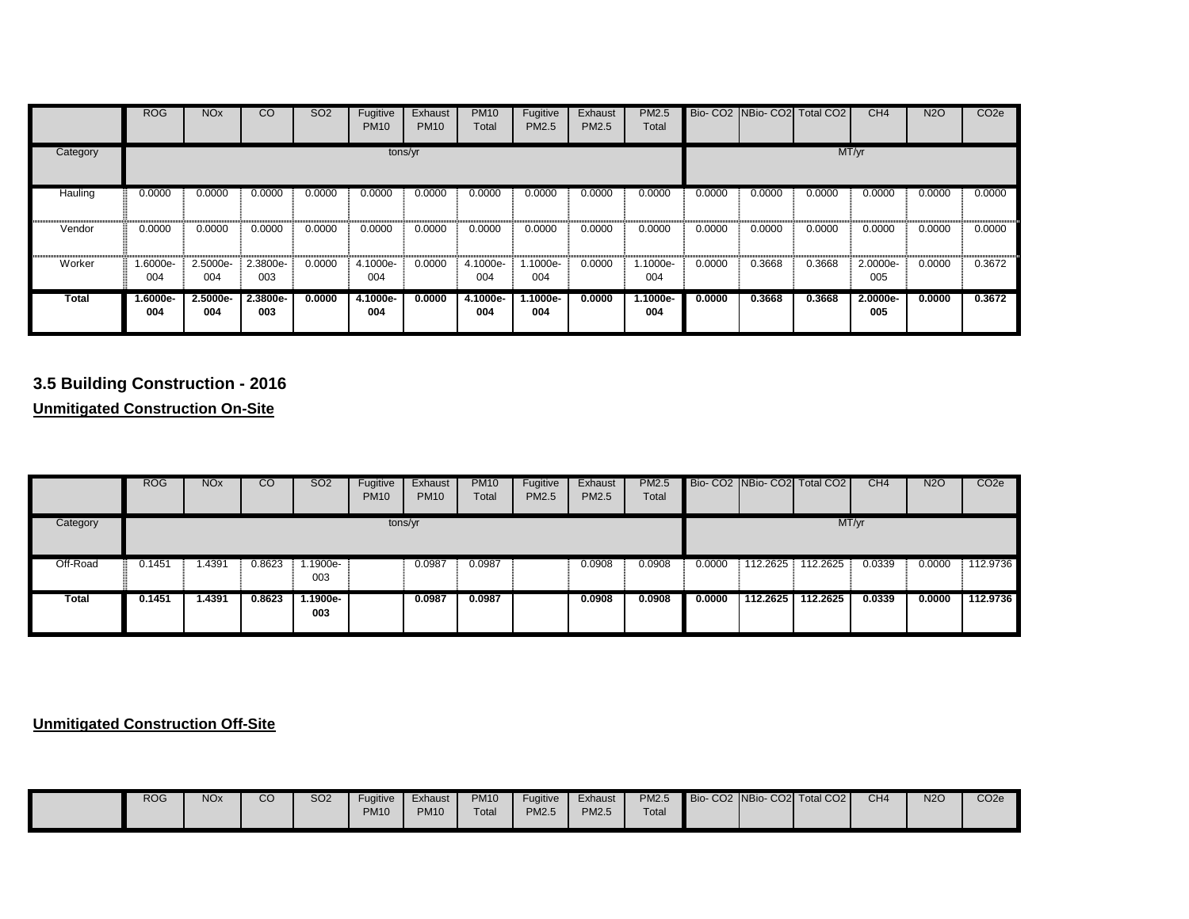| | ROG | NOx | CO | SO2 | Fugitive PM10 | Exhaust PM10 | PM10 Total | Fugitive PM2.5 | Exhaust PM2.5 | PM2.5 Total | Bio- CO2 | NBio- CO2 | Total CO2 | CH4 | N2O | CO2e |
|---|---|---|---|---|---|---|---|---|---|---|---|---|---|---|---|---|
| Category | tons/yr | | | | | | | | | | MT/yr | | | | | |
| Hauling | 0.0000 | 0.0000 | 0.0000 | 0.0000 | 0.0000 | 0.0000 | 0.0000 | 0.0000 | 0.0000 | 0.0000 | 0.0000 | 0.0000 | 0.0000 | 0.0000 | 0.0000 | 0.0000 |
| Vendor | 0.0000 | 0.0000 | 0.0000 | 0.0000 | 0.0000 | 0.0000 | 0.0000 | 0.0000 | 0.0000 | 0.0000 | 0.0000 | 0.0000 | 0.0000 | 0.0000 | 0.0000 | 0.0000 |
| Worker | 1.6000e-004 | 2.5000e-004 | 2.3800e-003 | 0.0000 | 4.1000e-004 | 0.0000 | 4.1000e-004 | 1.1000e-004 | 0.0000 | 1.1000e-004 | 0.0000 | 0.3668 | 0.3668 | 2.0000e-005 | 0.0000 | 0.3672 |
| **Total** | **1.6000e-004** | **2.5000e-004** | **2.3800e-003** | **0.0000** | **4.1000e-004** | **0.0000** | **4.1000e-004** | **1.1000e-004** | **0.0000** | **1.1000e-004** | **0.0000** | **0.3668** | **0.3668** | **2.0000e-005** | **0.0000** | **0.3672** |

### 3.5 Building Construction - 2016

**Unmitigated Construction On-Site**

| | ROG | NOx | CO | SO2 | Fugitive PM10 | Exhaust PM10 | PM10 Total | Fugitive PM2.5 | Exhaust PM2.5 | PM2.5 Total | Bio- CO2 | NBio- CO2 | Total CO2 | CH4 | N2O | CO2e |
|---|---|---|---|---|---|---|---|---|---|---|---|---|---|---|---|---|
| Category | tons/yr | | | | | | | | | | MT/yr | | | | | |
| Off-Road | 0.1451 | 1.4391 | 0.8623 | 1.1900e-003 | | 0.0987 | 0.0987 | | 0.0908 | 0.0908 | 0.0000 | 112.2625 | 112.2625 | 0.0339 | 0.0000 | 112.9736 |
| **Total** | **0.1451** | **1.4391** | **0.8623** | **1.1900e-003** | | **0.0987** | **0.0987** | | **0.0908** | **0.0908** | **0.0000** | **112.2625** | **112.2625** | **0.0339** | **0.0000** | **112.9736** |

**Unmitigated Construction Off-Site**

| | ROG | NOx | CO | SO2 | Fugitive PM10 | Exhaust PM10 | PM10 Total | Fugitive PM2.5 | Exhaust PM2.5 | PM2.5 Total | Bio- CO2 | NBio- CO2 | Total CO2 | CH4 | N2O | CO2e |
|---|---|---|---|---|---|---|---|---|---|---|---|---|---|---|---|---|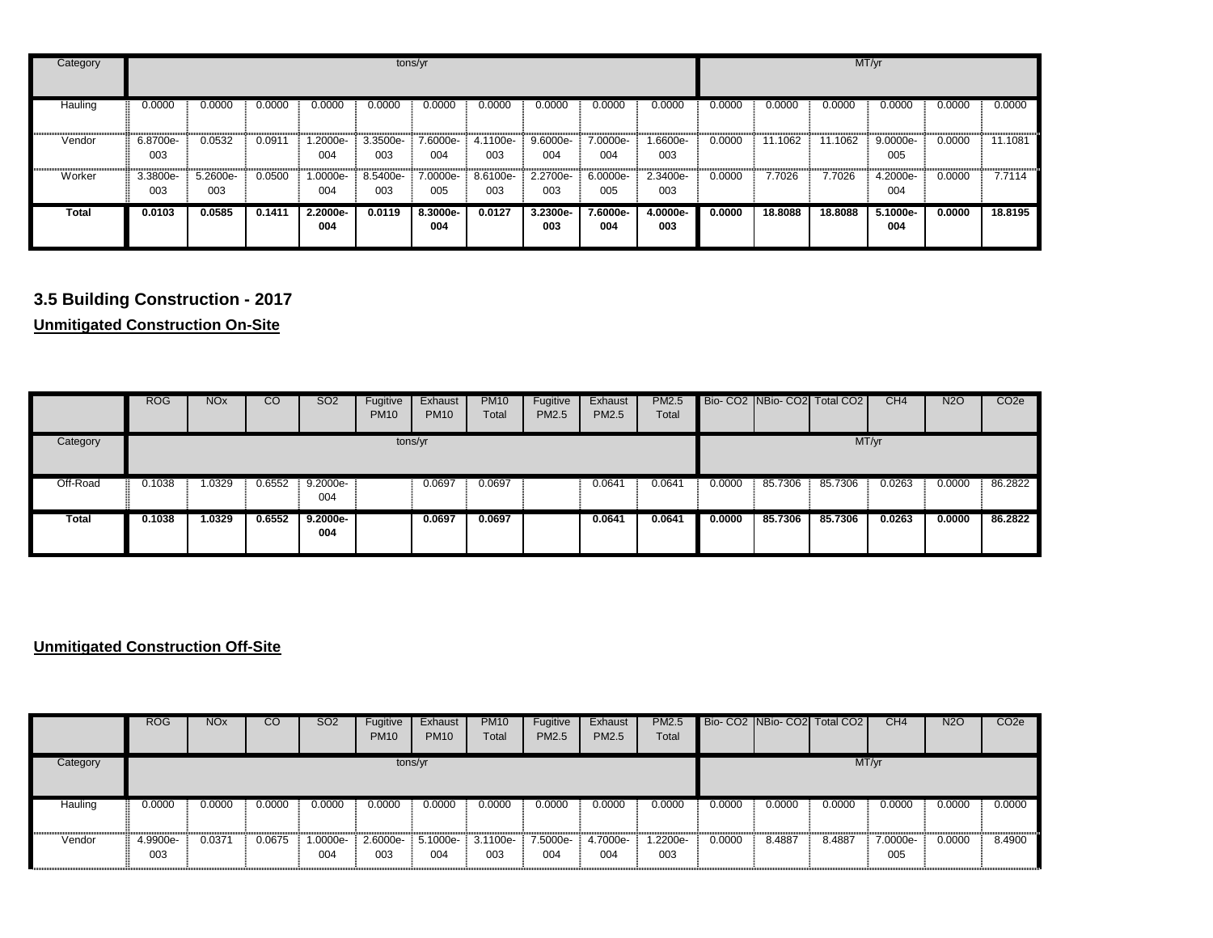| Category | tons/yr | | | | | | | | | | MT/yr | | | | | |
|---|---|---|---|---|---|---|---|---|---|---|---|---|---|---|---|---|
| Hauling | 0.0000 | 0.0000 | 0.0000 | 0.0000 | 0.0000 | 0.0000 | 0.0000 | 0.0000 | 0.0000 | 0.0000 | 0.0000 | 0.0000 | 0.0000 | 0.0000 | 0.0000 | 0.0000 |
| Vendor | 6.8700e-003 | 0.0532 | 0.0911 | 1.2000e-004 | 3.3500e-003 | 7.6000e-004 | 4.1100e-003 | 9.6000e-004 | 7.0000e-004 | 1.6600e-003 | 0.0000 | 11.1062 | 11.1062 | 9.0000e-005 | 0.0000 | 11.1081 |
| Worker | 3.3800e-003 | 5.2600e-003 | 0.0500 | 1.0000e-004 | 8.5400e-003 | 7.0000e-005 | 8.6100e-003 | 2.2700e-003 | 6.0000e-005 | 2.3400e-003 | 0.0000 | 7.7026 | 7.7026 | 4.2000e-004 | 0.0000 | 7.7114 |
| **Total** | **0.0103** | **0.0585** | **0.1411** | **2.2000e-004** | **0.0119** | **8.3000e-004** | **0.0127** | **3.2300e-003** | **7.6000e-004** | **4.0000e-003** | **0.0000** | **18.8088** | **18.8088** | **5.1000e-004** | **0.0000** | **18.8195** |

### 3.5 Building Construction - 2017

**Unmitigated Construction On-Site**

| | ROG | NOx | CO | SO2 | Fugitive PM10 | Exhaust PM10 | PM10 Total | Fugitive PM2.5 | Exhaust PM2.5 | PM2.5 Total | Bio- CO2 | NBio- CO2 | Total CO2 | CH4 | N2O | CO2e |
|---|---|---|---|---|---|---|---|---|---|---|---|---|---|---|---|---|
| Category | tons/yr | | | | | | | | | | MT/yr | | | | | |
| Off-Road | 0.1038 | 1.0329 | 0.6552 | 9.2000e-004 | | 0.0697 | 0.0697 | | 0.0641 | 0.0641 | 0.0000 | 85.7306 | 85.7306 | 0.0263 | 0.0000 | 86.2822 |
| **Total** | **0.1038** | **1.0329** | **0.6552** | **9.2000e-004** | | **0.0697** | **0.0697** | | **0.0641** | **0.0641** | **0.0000** | **85.7306** | **85.7306** | **0.0263** | **0.0000** | **86.2822** |

**Unmitigated Construction Off-Site**

| | ROG | NOx | CO | SO2 | Fugitive PM10 | Exhaust PM10 | PM10 Total | Fugitive PM2.5 | Exhaust PM2.5 | PM2.5 Total | Bio- CO2 | NBio- CO2 | Total CO2 | CH4 | N2O | CO2e |
|---|---|---|---|---|---|---|---|---|---|---|---|---|---|---|---|---|
| Category | tons/yr | | | | | | | | | | MT/yr | | | | | |
| Hauling | 0.0000 | 0.0000 | 0.0000 | 0.0000 | 0.0000 | 0.0000 | 0.0000 | 0.0000 | 0.0000 | 0.0000 | 0.0000 | 0.0000 | 0.0000 | 0.0000 | 0.0000 | 0.0000 |
| Vendor | 4.9900e-003 | 0.0371 | 0.0675 | 1.0000e-004 | 2.6000e-003 | 5.1000e-004 | 3.1100e-003 | 7.5000e-004 | 4.7000e-004 | 1.2200e-003 | 0.0000 | 8.4887 | 8.4887 | 7.0000e-005 | 0.0000 | 8.4900 |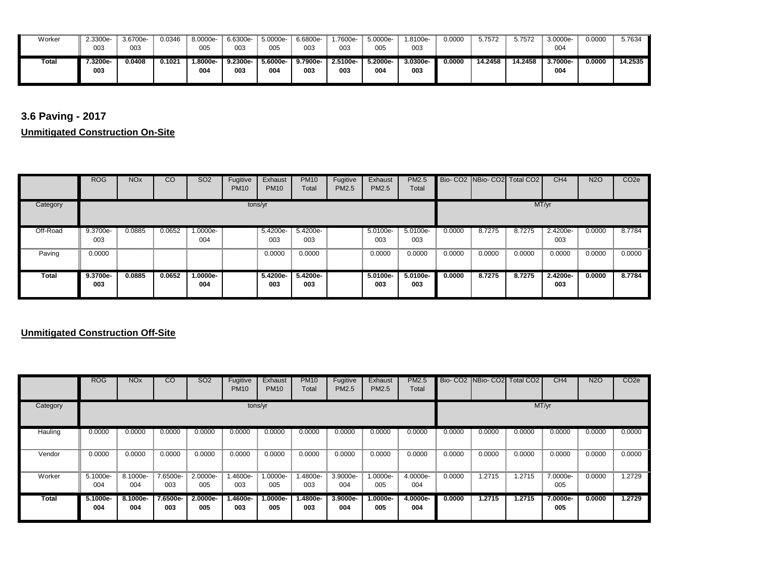| | ROG | NOx | CO | SO2 | Fugitive PM10 | Exhaust PM10 | PM10 Total | Fugitive PM2.5 | Exhaust PM2.5 | PM2.5 Total | Bio- CO2 | NBio- CO2 | Total CO2 | CH4 | N2O | CO2e |
|---|---|---|---|---|---|---|---|---|---|---|---|---|---|---|---|---|
| Worker | 2.3300e-003 | 3.6700e-003 | 0.0346 | 8.0000e-005 | 6.6300e-003 | 5.0000e-005 | 6.6800e-003 | 1.7600e-003 | 5.0000e-005 | 1.8100e-003 | 0.0000 | 5.7572 | 5.7572 | 3.0000e-004 | 0.0000 | 5.7634 |
| **Total** | **7.3200e-003** | **0.0408** | **0.1021** | **1.8000e-004** | **9.2300e-003** | **5.6000e-004** | **9.7900e-003** | **2.5100e-003** | **5.2000e-004** | **3.0300e-003** | **0.0000** | **14.2458** | **14.2458** | **3.7000e-004** | **0.0000** | **14.2535** |

## 3.6 Paving - 2017

**Unmitigated Construction On-Site**

| | ROG | NOx | CO | SO2 | Fugitive PM10 | Exhaust PM10 | PM10 Total | Fugitive PM2.5 | Exhaust PM2.5 | PM2.5 Total | Bio- CO2 | NBio- CO2 | Total CO2 | CH4 | N2O | CO2e |
|---|---|---|---|---|---|---|---|---|---|---|---|---|---|---|---|---|
| Category | tons/yr | | | | | | | | | | MT/yr | | | | | |
| Off-Road | 9.3700e-003 | 0.0885 | 0.0652 | 1.0000e-004 | | 5.4200e-003 | 5.4200e-003 | | 5.0100e-003 | 5.0100e-003 | 0.0000 | 8.7275 | 8.7275 | 2.4200e-003 | 0.0000 | 8.7784 |
| Paving | 0.0000 | | | | | 0.0000 | 0.0000 | | 0.0000 | 0.0000 | 0.0000 | 0.0000 | 0.0000 | 0.0000 | 0.0000 | 0.0000 |
| **Total** | **9.3700e-003** | **0.0885** | **0.0652** | **1.0000e-004** | | **5.4200e-003** | **5.4200e-003** | | **5.0100e-003** | **5.0100e-003** | **0.0000** | **8.7275** | **8.7275** | **2.4200e-003** | **0.0000** | **8.7784** |

**Unmitigated Construction Off-Site**

| | ROG | NOx | CO | SO2 | Fugitive PM10 | Exhaust PM10 | PM10 Total | Fugitive PM2.5 | Exhaust PM2.5 | PM2.5 Total | Bio- CO2 | NBio- CO2 | Total CO2 | CH4 | N2O | CO2e |
|---|---|---|---|---|---|---|---|---|---|---|---|---|---|---|---|---|
| Category | tons/yr | | | | | | | | | | MT/yr | | | | | |
| Hauling | 0.0000 | 0.0000 | 0.0000 | 0.0000 | 0.0000 | 0.0000 | 0.0000 | 0.0000 | 0.0000 | 0.0000 | 0.0000 | 0.0000 | 0.0000 | 0.0000 | 0.0000 | 0.0000 |
| Vendor | 0.0000 | 0.0000 | 0.0000 | 0.0000 | 0.0000 | 0.0000 | 0.0000 | 0.0000 | 0.0000 | 0.0000 | 0.0000 | 0.0000 | 0.0000 | 0.0000 | 0.0000 | 0.0000 |
| Worker | 5.1000e-004 | 8.1000e-004 | 7.6500e-003 | 2.0000e-005 | 1.4600e-003 | 1.0000e-005 | 1.4800e-003 | 3.9000e-004 | 1.0000e-005 | 4.0000e-004 | 0.0000 | 1.2715 | 1.2715 | 7.0000e-005 | 0.0000 | 1.2729 |
| **Total** | **5.1000e-004** | **8.1000e-004** | **7.6500e-003** | **2.0000e-005** | **1.4600e-003** | **1.0000e-005** | **1.4800e-003** | **3.9000e-004** | **1.0000e-005** | **4.0000e-004** | **0.0000** | **1.2715** | **1.2715** | **7.0000e-005** | **0.0000** | **1.2729** |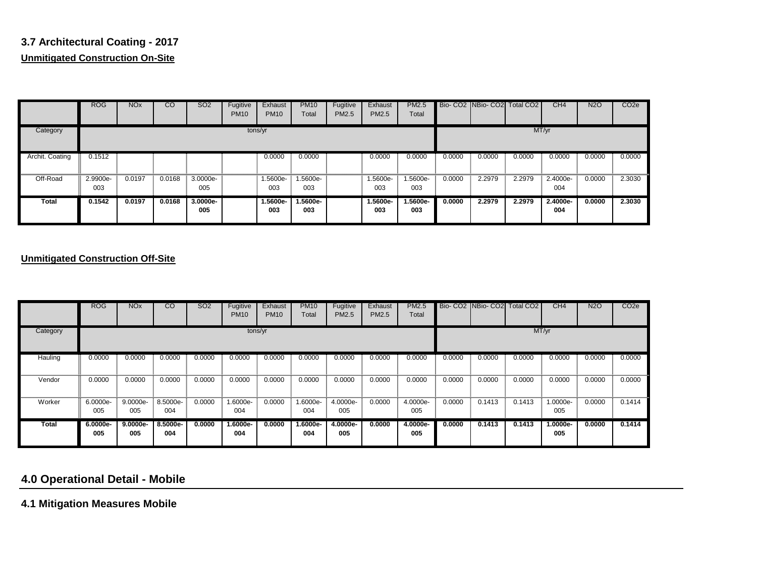### 3.7 Architectural Coating - 2017

**Unmitigated Construction On-Site**

| | ROG | NOx | CO | SO2 | Fugitive PM10 | Exhaust PM10 | PM10 Total | Fugitive PM2.5 | Exhaust PM2.5 | PM2.5 Total | Bio- CO2 | NBio- CO2 | Total CO2 | CH4 | N2O | CO2e |
|---|---|---|---|---|---|---|---|---|---|---|---|---|---|---|---|---|
| Category | tons/yr | | | | | | | | | | MT/yr | | | | | |
| Archit. Coating | 0.1512 | | | | | 0.0000 | 0.0000 | | 0.0000 | 0.0000 | 0.0000 | 0.0000 | 0.0000 | 0.0000 | 0.0000 | 0.0000 |
| Off-Road | 2.9900e-003 | 0.0197 | 0.0168 | 3.0000e-005 | | 1.5600e-003 | 1.5600e-003 | | 1.5600e-003 | 1.5600e-003 | 0.0000 | 2.2979 | 2.2979 | 2.4000e-004 | 0.0000 | 2.3030 |
| **Total** | **0.1542** | **0.0197** | **0.0168** | **3.0000e-005** | | **1.5600e-003** | **1.5600e-003** | | **1.5600e-003** | **1.5600e-003** | **0.0000** | **2.2979** | **2.2979** | **2.4000e-004** | **0.0000** | **2.3030** |

**Unmitigated Construction Off-Site**

| | ROG | NOx | CO | SO2 | Fugitive PM10 | Exhaust PM10 | PM10 Total | Fugitive PM2.5 | Exhaust PM2.5 | PM2.5 Total | Bio- CO2 | NBio- CO2 | Total CO2 | CH4 | N2O | CO2e |
|---|---|---|---|---|---|---|---|---|---|---|---|---|---|---|---|---|
| Category | tons/yr | | | | | | | | | | MT/yr | | | | | |
| Hauling | 0.0000 | 0.0000 | 0.0000 | 0.0000 | 0.0000 | 0.0000 | 0.0000 | 0.0000 | 0.0000 | 0.0000 | 0.0000 | 0.0000 | 0.0000 | 0.0000 | 0.0000 | 0.0000 |
| Vendor | 0.0000 | 0.0000 | 0.0000 | 0.0000 | 0.0000 | 0.0000 | 0.0000 | 0.0000 | 0.0000 | 0.0000 | 0.0000 | 0.0000 | 0.0000 | 0.0000 | 0.0000 | 0.0000 |
| Worker | 6.0000e-005 | 9.0000e-005 | 8.5000e-004 | 0.0000 | 1.6000e-004 | 0.0000 | 1.6000e-004 | 4.0000e-005 | 0.0000 | 4.0000e-005 | 0.0000 | 0.1413 | 0.1413 | 1.0000e-005 | 0.0000 | 0.1414 |
| **Total** | **6.0000e-005** | **9.0000e-005** | **8.5000e-004** | **0.0000** | **1.6000e-004** | **0.0000** | **1.6000e-004** | **4.0000e-005** | **0.0000** | **4.0000e-005** | **0.0000** | **0.1413** | **0.1413** | **1.0000e-005** | **0.0000** | **0.1414** |

## 4.0 Operational Detail - Mobile

### 4.1 Mitigation Measures Mobile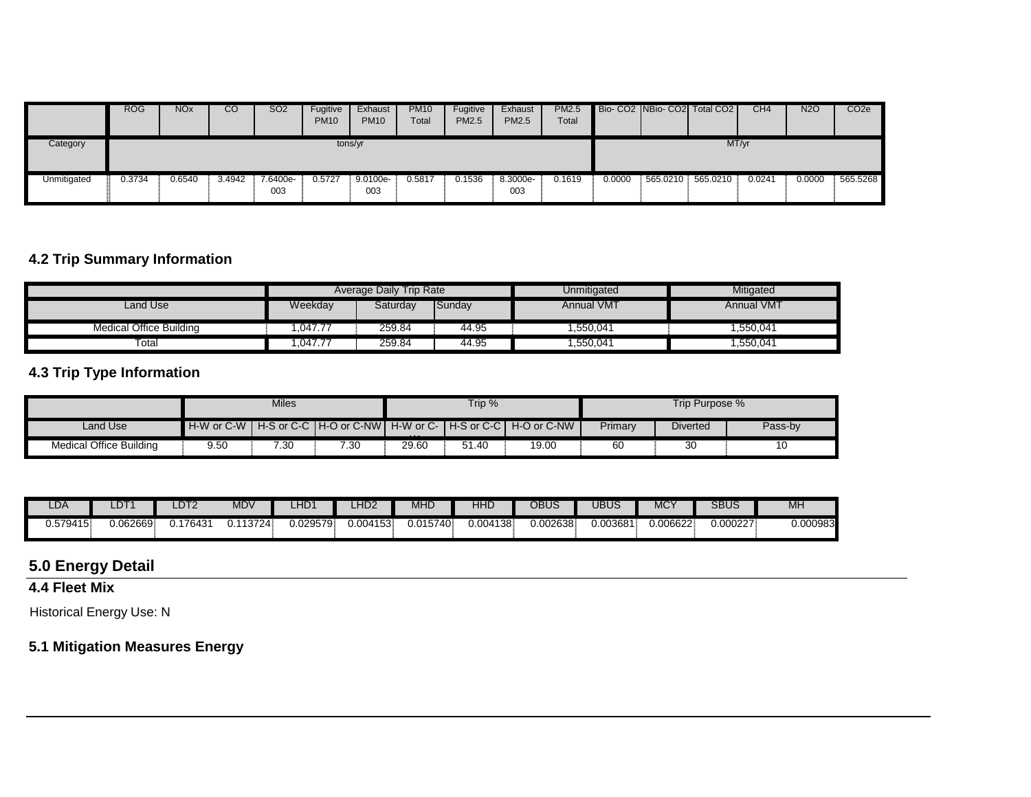|  | ROG | NOx | CO | SO2 | Fugitive PM10 | Exhaust PM10 | PM10 Total | Fugitive PM2.5 | Exhaust PM2.5 | PM2.5 Total | Bio- CO2 | NBio- CO2 | Total CO2 | CH4 | N2O | CO2e |
|---|---|---|---|---|---|---|---|---|---|---|---|---|---|---|---|---|
| Category | tons/yr | | | | | | | | | | MT/yr | | | | | |
| Unmitigated | 0.3734 | 0.6540 | 3.4942 | 7.6400e-003 | 0.5727 | 9.0100e-003 | 0.5817 | 0.1536 | 8.3000e-003 | 0.1619 | 0.0000 | 565.0210 | 565.0210 | 0.0241 | 0.0000 | 565.5268 |

### 4.2 Trip Summary Information

|  | Average Daily Trip Rate | | | Unmitigated | Mitigated |
|---|---|---|---|---|---|
| Land Use | Weekday | Saturday | Sunday | Annual VMT | Annual VMT |
| Medical Office Building | 1,047.77 | 259.84 | 44.95 | 1,550,041 | 1,550,041 |
| Total | 1,047.77 | 259.84 | 44.95 | 1,550,041 | 1,550,041 |

### 4.3 Trip Type Information

|  | Miles | | | Trip % | | | Trip Purpose % | | |
|---|---|---|---|---|---|---|---|---|---|
| Land Use | H-W or C-W | H-S or C-C | H-O or C-NW | H-W or C-W | H-S or C-C | H-O or C-NW | Primary | Diverted | Pass-by |
| Medical Office Building | 9.50 | 7.30 | 7.30 | 29.60 | 51.40 | 19.00 | 60 | 30 | 10 |

| LDA | LDT1 | LDT2 | MDV | LHD1 | LHD2 | MHD | HHD | OBUS | UBUS | MCY | SBUS | MH |
|---|---|---|---|---|---|---|---|---|---|---|---|---|
| 0.579415 | 0.062669 | 0.176431 | 0.113724 | 0.029579 | 0.004153 | 0.015740 | 0.004138 | 0.002638 | 0.003681 | 0.006622 | 0.000227 | 0.000983 |

## 5.0 Energy Detail

### 4.4 Fleet Mix

Historical Energy Use: N

### 5.1 Mitigation Measures Energy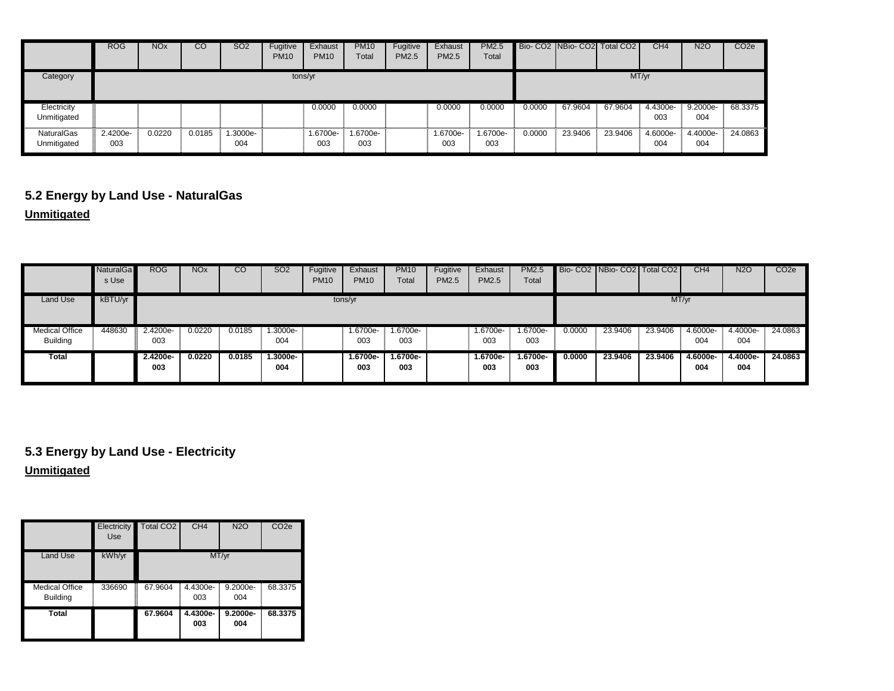| | ROG | NOx | CO | SO2 | Fugitive PM10 | Exhaust PM10 | PM10 Total | Fugitive PM2.5 | Exhaust PM2.5 | PM2.5 Total | Bio- CO2 | NBio- CO2 | Total CO2 | CH4 | N2O | CO2e |
|---|---|---|---|---|---|---|---|---|---|---|---|---|---|---|---|---|
| Category | tons/yr | | | | | | | | | | MT/yr | | | | | |
| Electricity Unmitigated | | | | | | 0.0000 | 0.0000 | | 0.0000 | 0.0000 | 0.0000 | 67.9604 | 67.9604 | 4.4300e-003 | 9.2000e-004 | 68.3375 |
| NaturalGas Unmitigated | 2.4200e-003 | 0.0220 | 0.0185 | 1.3000e-004 | | 1.6700e-003 | 1.6700e-003 | | 1.6700e-003 | 1.6700e-003 | 0.0000 | 23.9406 | 23.9406 | 4.6000e-004 | 4.4000e-004 | 24.0863 |

## 5.2 Energy by Land Use - NaturalGas

**Unmitigated**

| | NaturalGas Use | ROG | NOx | CO | SO2 | Fugitive PM10 | Exhaust PM10 | PM10 Total | Fugitive PM2.5 | Exhaust PM2.5 | PM2.5 Total | Bio- CO2 | NBio- CO2 | Total CO2 | CH4 | N2O | CO2e |
|---|---|---|---|---|---|---|---|---|---|---|---|---|---|---|---|---|---|
| Land Use | kBTU/yr | tons/yr | | | | | | | | | | MT/yr | | | | | |
| Medical Office Building | 448630 | 2.4200e-003 | 0.0220 | 0.0185 | 1.3000e-004 | | 1.6700e-003 | 1.6700e-003 | | 1.6700e-003 | 1.6700e-003 | 0.0000 | 23.9406 | 23.9406 | 4.6000e-004 | 4.4000e-004 | 24.0863 |
| **Total** | | **2.4200e-003** | **0.0220** | **0.0185** | **1.3000e-004** | | **1.6700e-003** | **1.6700e-003** | | **1.6700e-003** | **1.6700e-003** | **0.0000** | **23.9406** | **23.9406** | **4.6000e-004** | **4.4000e-004** | **24.0863** |

## 5.3 Energy by Land Use - Electricity

**Unmitigated**

| | Electricity Use | Total CO2 | CH4 | N2O | CO2e |
|---|---|---|---|---|---|
| Land Use | kWh/yr | MT/yr | | | |
| Medical Office Building | 336690 | 67.9604 | 4.4300e-003 | 9.2000e-004 | 68.3375 |
| **Total** | | **67.9604** | **4.4300e-003** | **9.2000e-004** | **68.3375** |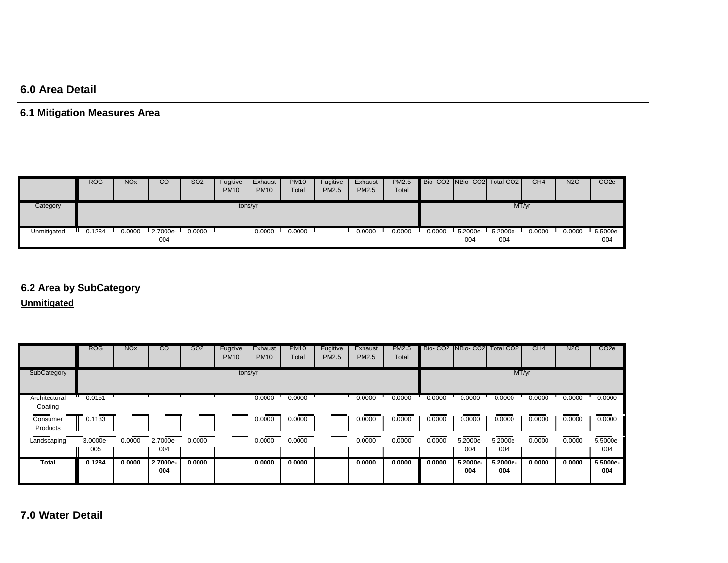## 6.0 Area Detail

### 6.1 Mitigation Measures Area

| | ROG | NOx | CO | SO2 | Fugitive PM10 | Exhaust PM10 | PM10 Total | Fugitive PM2.5 | Exhaust PM2.5 | PM2.5 Total | Bio- CO2 | NBio- CO2 | Total CO2 | CH4 | N2O | CO2e |
|---|---|---|---|---|---|---|---|---|---|---|---|---|---|---|---|---|
| Category | tons/yr | | | | | | | | | | MT/yr | | | | | |
| Unmitigated | 0.1284 | 0.0000 | 2.7000e-004 | 0.0000 | | 0.0000 | 0.0000 | | 0.0000 | 0.0000 | 0.0000 | 5.2000e-004 | 5.2000e-004 | 0.0000 | 0.0000 | 5.5000e-004 |

### 6.2 Area by SubCategory

**Unmitigated**

| | ROG | NOx | CO | SO2 | Fugitive PM10 | Exhaust PM10 | PM10 Total | Fugitive PM2.5 | Exhaust PM2.5 | PM2.5 Total | Bio- CO2 | NBio- CO2 | Total CO2 | CH4 | N2O | CO2e |
|---|---|---|---|---|---|---|---|---|---|---|---|---|---|---|---|---|
| SubCategory | tons/yr | | | | | | | | | | MT/yr | | | | | |
| Architectural Coating | 0.0151 | | | | | 0.0000 | 0.0000 | | 0.0000 | 0.0000 | 0.0000 | 0.0000 | 0.0000 | 0.0000 | 0.0000 | 0.0000 |
| Consumer Products | 0.1133 | | | | | 0.0000 | 0.0000 | | 0.0000 | 0.0000 | 0.0000 | 0.0000 | 0.0000 | 0.0000 | 0.0000 | 0.0000 |
| Landscaping | 3.0000e-005 | 0.0000 | 2.7000e-004 | 0.0000 | | 0.0000 | 0.0000 | | 0.0000 | 0.0000 | 0.0000 | 5.2000e-004 | 5.2000e-004 | 0.0000 | 0.0000 | 5.5000e-004 |
| **Total** | **0.1284** | **0.0000** | **2.7000e-004** | **0.0000** | | **0.0000** | **0.0000** | | **0.0000** | **0.0000** | **0.0000** | **5.2000e-004** | **5.2000e-004** | **0.0000** | **0.0000** | **5.5000e-004** |

## 7.0 Water Detail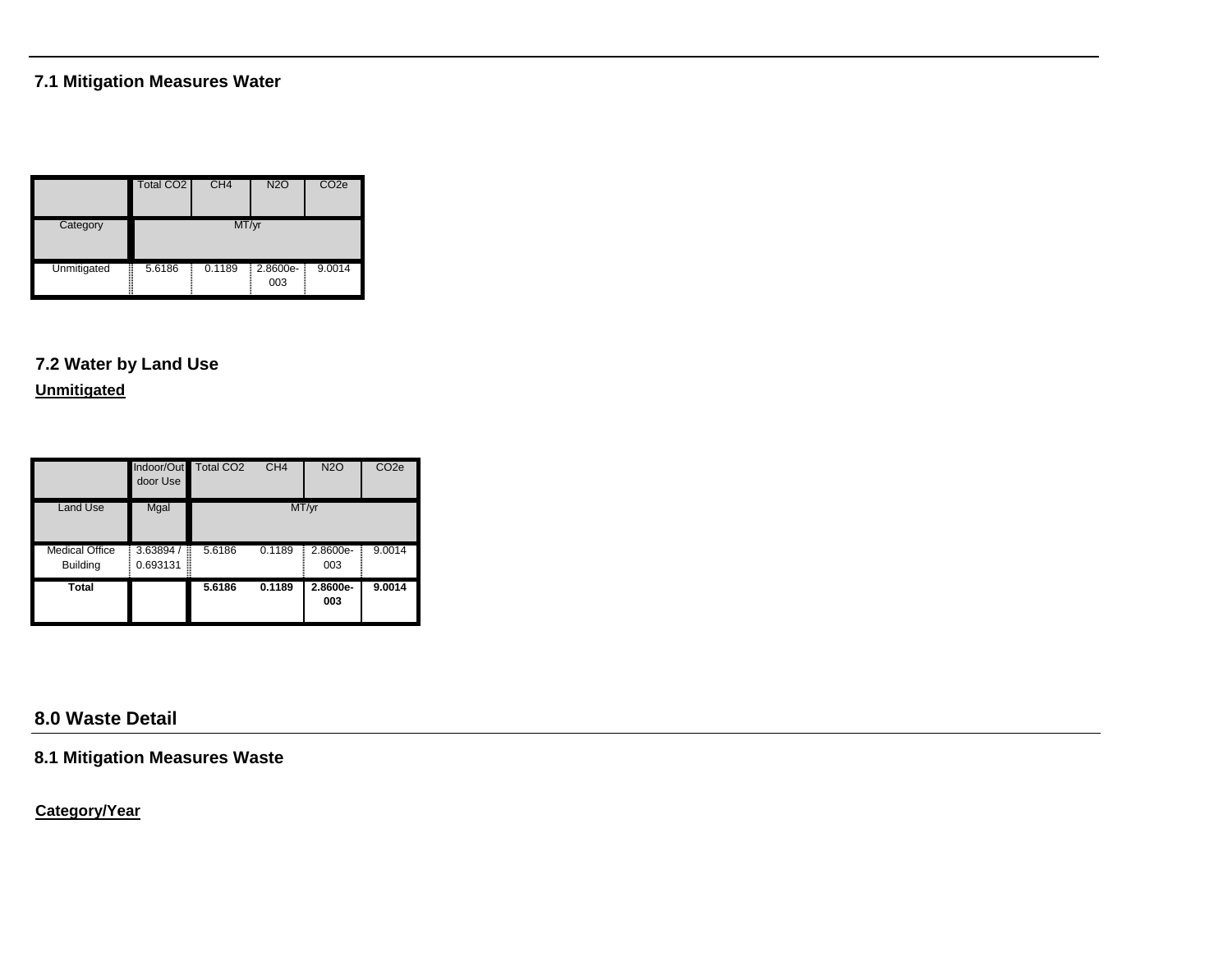### 7.1 Mitigation Measures Water

| | Total CO2 | CH4 | N2O | CO2e |
|---|---|---|---|---|
| Category | MT/yr | | | |
| Unmitigated | 5.6186 | 0.1189 | 2.8600e-003 | 9.0014 |

### 7.2 Water by Land Use

**Unmitigated**

| | Indoor/Outdoor Use | Total CO2 | CH4 | N2O | CO2e |
|---|---|---|---|---|---|
| Land Use | Mgal | MT/yr | | | |
| Medical Office Building | 3.63894 / 0.693131 | 5.6186 | 0.1189 | 2.8600e-003 | 9.0014 |
| **Total** | | **5.6186** | **0.1189** | **2.8600e-003** | **9.0014** |

## 8.0 Waste Detail

### 8.1 Mitigation Measures Waste

**Category/Year**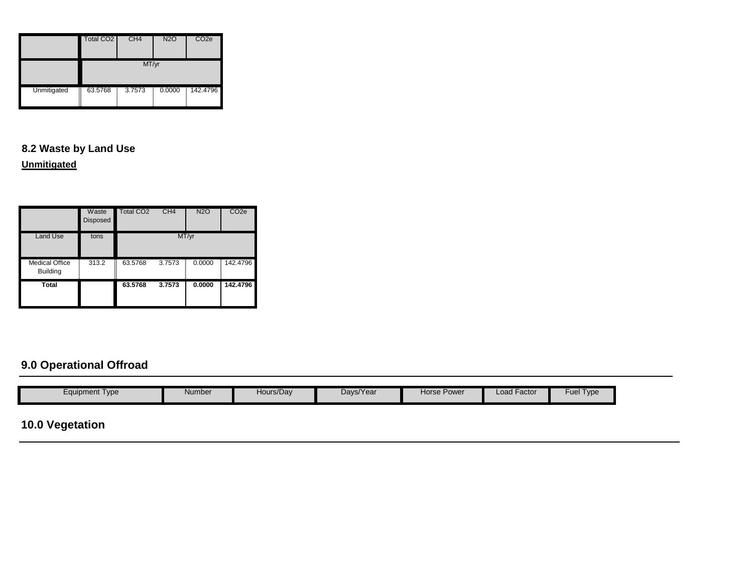| | Total CO2 | CH4 | N2O | CO2e |
|---|---|---|---|---|
| | MT/yr | | | |
| Unmitigated | 63.5768 | 3.7573 | 0.0000 | 142.4796 |

### 8.2 Waste by Land Use

**Unmitigated**

| | Waste Disposed | Total CO2 | CH4 | N2O | CO2e |
|---|---|---|---|---|---|
| Land Use | tons | MT/yr | | | |
| Medical Office Building | 313.2 | 63.5768 | 3.7573 | 0.0000 | 142.4796 |
| **Total** | | **63.5768** | **3.7573** | **0.0000** | **142.4796** |

## 9.0 Operational Offroad

| Equipment Type | Number | Hours/Day | Days/Year | Horse Power | Load Factor | Fuel Type |
|---|---|---|---|---|---|---|

## 10.0 Vegetation